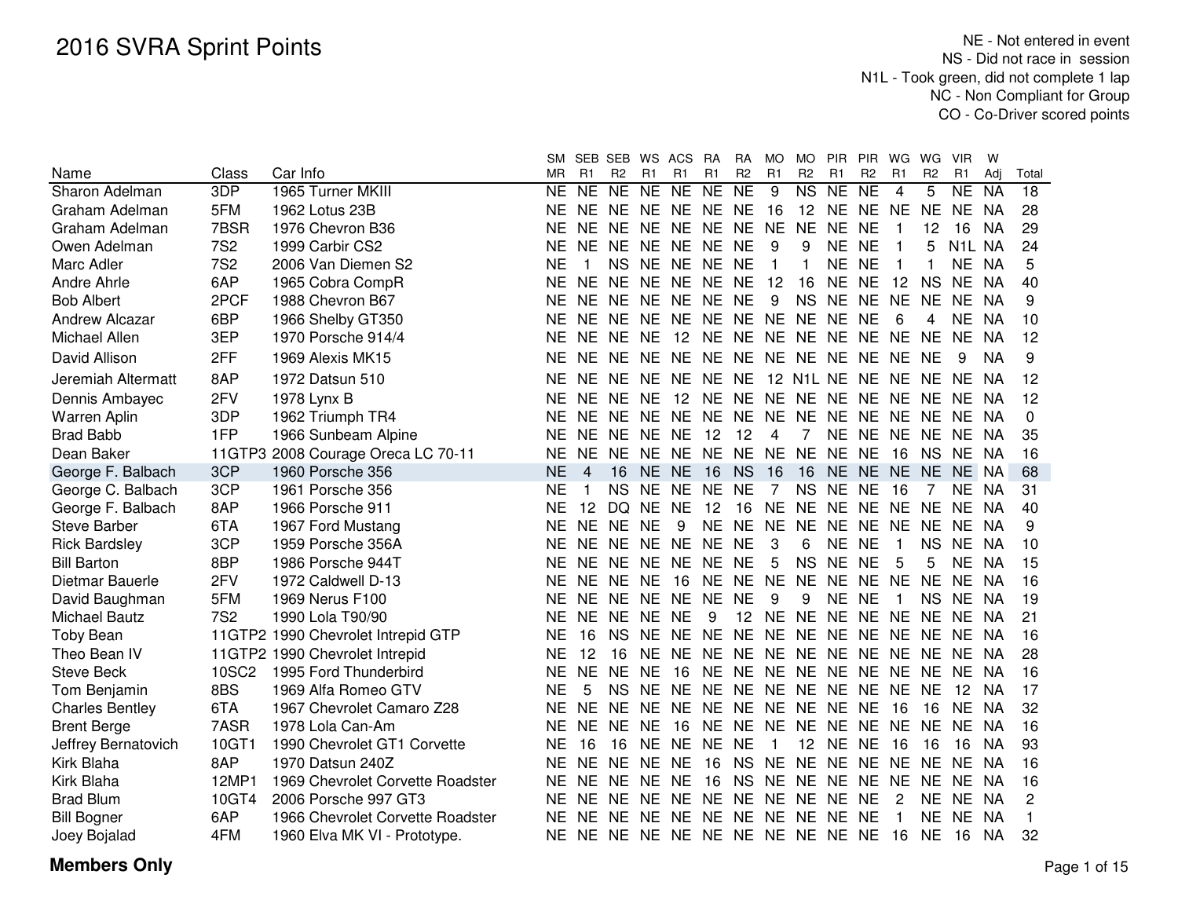# 2016 SVRA Sprint Points

NE - Not entered in event
NS - Did not race in session
N1L - Took green, did not complete 1 lap
NC - Non Compliant for Group
CO - Co-Driver scored points

| Name | Class | Car Info | SM MR | SEB R1 | SEB R2 | WS R1 | ACS R1 | RA R1 | RA R2 | MO R1 | MO R2 | PIR R1 | PIR R2 | WG R1 | WG R2 | VIR R1 | W Adj | Total |
|---|---|---|---|---|---|---|---|---|---|---|---|---|---|---|---|---|---|---|
| Sharon Adelman | 3DP | 1965 Turner MKIII | NE | NE | NE | NE | NE | NE | NE | 9 | NS | NE | NE | 4 | 5 | NE | NA | 18 |
| Graham Adelman | 5FM | 1962 Lotus 23B | NE | NE | NE | NE | NE | NE | NE | 16 | 12 | NE | NE | NE | NE | NE | NA | 28 |
| Graham Adelman | 7BSR | 1976 Chevron B36 | NE | NE | NE | NE | NE | NE | NE | NE | NE | NE | NE | 1 | 12 | 16 | NA | 29 |
| Owen Adelman | 7S2 | 1999 Carbir CS2 | NE | NE | NE | NE | NE | NE | NE | 9 | 9 | NE | NE | 1 | 5 | N1L | NA | 24 |
| Marc Adler | 7S2 | 2006 Van Diemen S2 | NE | 1 | NS | NE | NE | NE | NE | 1 | 1 | NE | NE | 1 | 1 | NE | NA | 5 |
| Andre Ahrle | 6AP | 1965 Cobra CompR | NE | NE | NE | NE | NE | NE | NE | 12 | 16 | NE | NE | 12 | NS | NE | NA | 40 |
| Bob Albert | 2PCF | 1988 Chevron B67 | NE | NE | NE | NE | NE | NE | NE | 9 | NS | NE | NE | NE | NE | NE | NA | 9 |
| Andrew Alcazar | 6BP | 1966 Shelby GT350 | NE | NE | NE | NE | NE | NE | NE | NE | NE | NE | NE | 6 | 4 | NE | NA | 10 |
| Michael Allen | 3EP | 1970 Porsche 914/4 | NE | NE | NE | NE | 12 | NE | NE | NE | NE | NE | NE | NE | NE | NE | NA | 12 |
| David Allison | 2FF | 1969 Alexis MK15 | NE | NE | NE | NE | NE | NE | NE | NE | NE | NE | NE | NE | NE | 9 | NA | 9 |
| Jeremiah Altermatt | 8AP | 1972 Datsun 510 | NE | NE | NE | NE | NE | NE | NE | 12 | N1L | NE | NE | NE | NE | NE | NA | 12 |
| Dennis Ambayec | 2FV | 1978 Lynx B | NE | NE | NE | NE | 12 | NE | NE | NE | NE | NE | NE | NE | NE | NE | NA | 12 |
| Warren Aplin | 3DP | 1962 Triumph TR4 | NE | NE | NE | NE | NE | NE | NE | NE | NE | NE | NE | NE | NE | NE | NA | 0 |
| Brad Babb | 1FP | 1966 Sunbeam Alpine | NE | NE | NE | NE | NE | 12 | 12 | 4 | 7 | NE | NE | NE | NE | NE | NA | 35 |
| Dean Baker | 11GTP3 | 2008 Courage Oreca LC 70-11 | NE | NE | NE | NE | NE | NE | NE | NE | NE | NE | NE | 16 | NS | NE | NA | 16 |
| George F. Balbach | 3CP | 1960 Porsche 356 | NE | 4 | 16 | NE | NE | 16 | NS | 16 | 16 | NE | NE | NE | NE | NE | NA | 68 |
| George C. Balbach | 3CP | 1961 Porsche 356 | NE | 1 | NS | NE | NE | NE | NE | 7 | NS | NE | NE | 16 | 7 | NE | NA | 31 |
| George F. Balbach | 8AP | 1966 Porsche 911 | NE | 12 | DQ | NE | NE | 12 | 16 | NE | NE | NE | NE | NE | NE | NE | NA | 40 |
| Steve Barber | 6TA | 1967 Ford Mustang | NE | NE | NE | NE | 9 | NE | NE | NE | NE | NE | NE | NE | NE | NE | NA | 9 |
| Rick Bardsley | 3CP | 1959 Porsche 356A | NE | NE | NE | NE | NE | NE | NE | 3 | 6 | NE | NE | 1 | NS | NE | NA | 10 |
| Bill Barton | 8BP | 1986 Porsche 944T | NE | NE | NE | NE | NE | NE | NE | 5 | NS | NE | NE | 5 | 5 | NE | NA | 15 |
| Dietmar Bauerle | 2FV | 1972 Caldwell D-13 | NE | NE | NE | NE | 16 | NE | NE | NE | NE | NE | NE | NE | NE | NE | NA | 16 |
| David Baughman | 5FM | 1969 Nerus F100 | NE | NE | NE | NE | NE | NE | NE | 9 | 9 | NE | NE | 1 | NS | NE | NA | 19 |
| Michael Bautz | 7S2 | 1990 Lola T90/90 | NE | NE | NE | NE | NE | 9 | 12 | NE | NE | NE | NE | NE | NE | NE | NA | 21 |
| Toby Bean | 11GTP2 | 1990 Chevrolet Intrepid GTP | NE | 16 | NS | NE | NE | NE | NE | NE | NE | NE | NE | NE | NE | NE | NA | 16 |
| Theo Bean IV | 11GTP2 | 1990 Chevrolet Intrepid | NE | 12 | 16 | NE | NE | NE | NE | NE | NE | NE | NE | NE | NE | NE | NA | 28 |
| Steve Beck | 10SC2 | 1995 Ford Thunderbird | NE | NE | NE | NE | 16 | NE | NE | NE | NE | NE | NE | NE | NE | NE | NA | 16 |
| Tom Benjamin | 8BS | 1969 Alfa Romeo GTV | NE | 5 | NS | NE | NE | NE | NE | NE | NE | NE | NE | NE | NE | 12 | NA | 17 |
| Charles Bentley | 6TA | 1967 Chevrolet Camaro Z28 | NE | NE | NE | NE | NE | NE | NE | NE | NE | NE | NE | 16 | 16 | NE | NA | 32 |
| Brent Berge | 7ASR | 1978 Lola Can-Am | NE | NE | NE | NE | 16 | NE | NE | NE | NE | NE | NE | NE | NE | NE | NA | 16 |
| Jeffrey Bernatovich | 10GT1 | 1990 Chevrolet GT1 Corvette | NE | 16 | 16 | NE | NE | NE | NE | 1 | 12 | NE | NE | 16 | 16 | 16 | NA | 93 |
| Kirk Blaha | 8AP | 1970 Datsun 240Z | NE | NE | NE | NE | NE | 16 | NS | NE | NE | NE | NE | NE | NE | NE | NA | 16 |
| Kirk Blaha | 12MP1 | 1969 Chevrolet Corvette Roadster | NE | NE | NE | NE | NE | 16 | NS | NE | NE | NE | NE | NE | NE | NE | NA | 16 |
| Brad Blum | 10GT4 | 2006 Porsche 997 GT3 | NE | NE | NE | NE | NE | NE | NE | NE | NE | NE | NE | 2 | NE | NE | NA | 2 |
| Bill Bogner | 6AP | 1966 Chevrolet Corvette Roadster | NE | NE | NE | NE | NE | NE | NE | NE | NE | NE | NE | 1 | NE | NE | NA | 1 |
| Joey Bojalad | 4FM | 1960 Elva MK VI - Prototype. | NE | NE | NE | NE | NE | NE | NE | NE | NE | NE | NE | 16 | NE | 16 | NA | 32 |

**Members Only**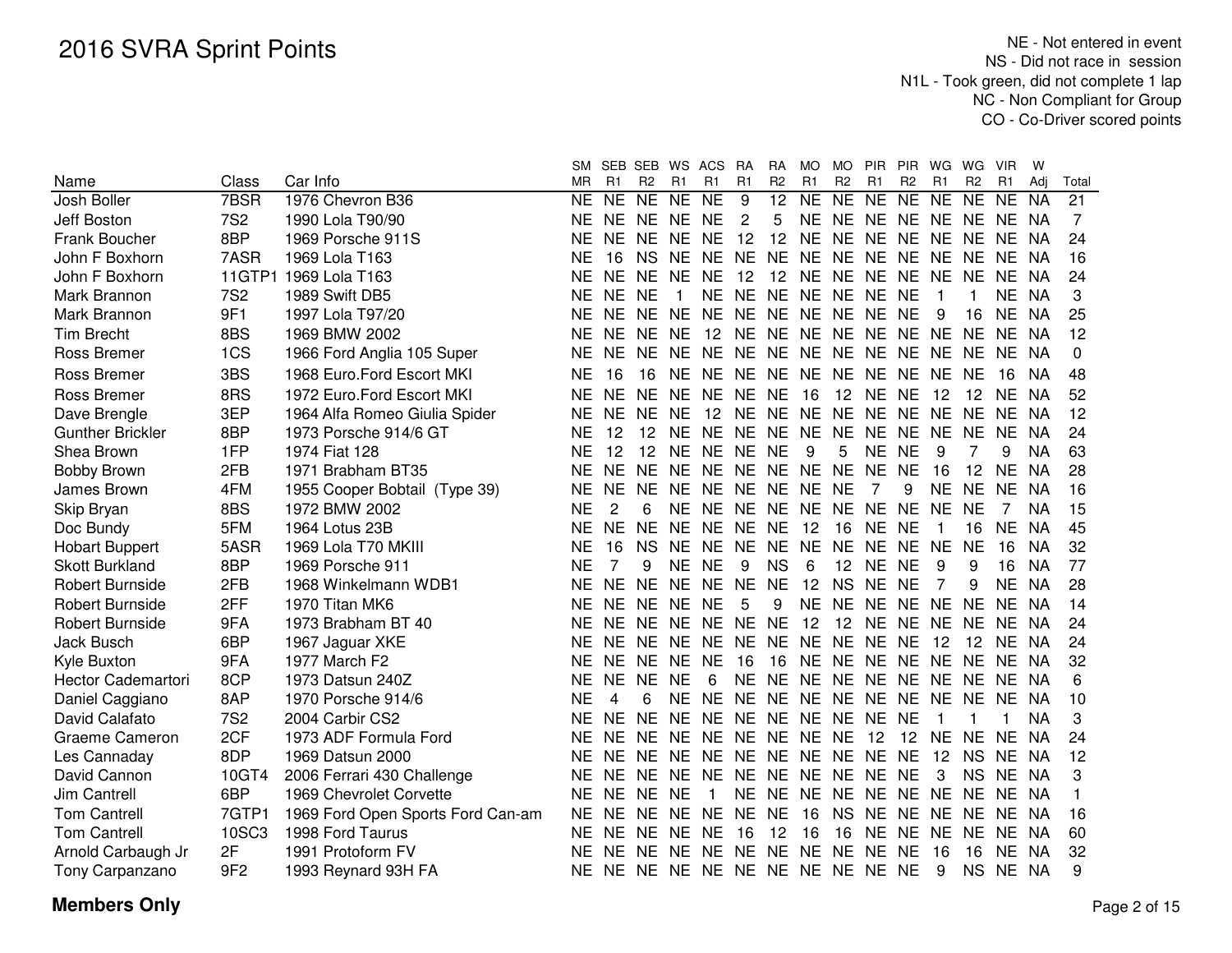# 2016 SVRA Sprint Points

NE - Not entered in event
NS - Did not race in session
N1L - Took green, did not complete 1 lap
NC - Non Compliant for Group
CO - Co-Driver scored points

| Name | Class | Car Info | SM MR | SEB R1 | SEB R2 | WS R1 | ACS R1 | RA R1 | RA R2 | MO R1 | MO R2 | PIR R1 | PIR R2 | WG R1 | WG R2 | VIR R1 | W Adj | Total |
|---|---|---|---|---|---|---|---|---|---|---|---|---|---|---|---|---|---|---|
| Josh Boller | 7BSR | 1976 Chevron B36 | NE | NE | NE | NE | NE | 9 | 12 | NE | NE | NE | NE | NE | NE | NE | NA | 21 |
| Jeff Boston | 7S2 | 1990 Lola T90/90 | NE | NE | NE | NE | NE | 2 | 5 | NE | NE | NE | NE | NE | NE | NE | NA | 7 |
| Frank Boucher | 8BP | 1969 Porsche 911S | NE | NE | NE | NE | NE | 12 | 12 | NE | NE | NE | NE | NE | NE | NE | NA | 24 |
| John F Boxhorn | 7ASR | 1969 Lola T163 | NE | 16 | NS | NE | NE | NE | NE | NE | NE | NE | NE | NE | NE | NE | NA | 16 |
| John F Boxhorn | 11GTP1 | 1969 Lola T163 | NE | NE | NE | NE | NE | 12 | 12 | NE | NE | NE | NE | NE | NE | NE | NA | 24 |
| Mark Brannon | 7S2 | 1989 Swift DB5 | NE | NE | NE | 1 | NE | NE | NE | NE | NE | NE | NE | 1 | 1 | NE | NA | 3 |
| Mark Brannon | 9F1 | 1997 Lola T97/20 | NE | NE | NE | NE | NE | NE | NE | NE | NE | NE | NE | 9 | 16 | NE | NA | 25 |
| Tim Brecht | 8BS | 1969 BMW 2002 | NE | NE | NE | NE | 12 | NE | NE | NE | NE | NE | NE | NE | NE | NE | NA | 12 |
| Ross Bremer | 1CS | 1966 Ford Anglia 105 Super | NE | NE | NE | NE | NE | NE | NE | NE | NE | NE | NE | NE | NE | NE | NA | 0 |
| Ross Bremer | 3BS | 1968 Euro.Ford Escort MKI | NE | 16 | 16 | NE | NE | NE | NE | NE | NE | NE | NE | NE | NE | 16 | NA | 48 |
| Ross Bremer | 8RS | 1972 Euro.Ford Escort MKI | NE | NE | NE | NE | NE | NE | NE | 16 | 12 | NE | NE | 12 | 12 | NE | NA | 52 |
| Dave Brengle | 3EP | 1964 Alfa Romeo Giulia Spider | NE | NE | NE | NE | 12 | NE | NE | NE | NE | NE | NE | NE | NE | NE | NA | 12 |
| Gunther Brickler | 8BP | 1973 Porsche 914/6 GT | NE | 12 | 12 | NE | NE | NE | NE | NE | NE | NE | NE | NE | NE | NE | NA | 24 |
| Shea Brown | 1FP | 1974 Fiat 128 | NE | 12 | 12 | NE | NE | NE | NE | 9 | 5 | NE | NE | 9 | 7 | 9 | NA | 63 |
| Bobby Brown | 2FB | 1971 Brabham BT35 | NE | NE | NE | NE | NE | NE | NE | NE | NE | NE | NE | 16 | 12 | NE | NA | 28 |
| James Brown | 4FM | 1955 Cooper Bobtail (Type 39) | NE | NE | NE | NE | NE | NE | NE | NE | NE | 7 | 9 | NE | NE | NE | NA | 16 |
| Skip Bryan | 8BS | 1972 BMW 2002 | NE | 2 | 6 | NE | NE | NE | NE | NE | NE | NE | NE | NE | NE | 7 | NA | 15 |
| Doc Bundy | 5FM | 1964 Lotus 23B | NE | NE | NE | NE | NE | NE | NE | 12 | 16 | NE | NE | 1 | 16 | NE | NA | 45 |
| Hobart Buppert | 5ASR | 1969 Lola T70 MKIII | NE | 16 | NS | NE | NE | NE | NE | NE | NE | NE | NE | NE | NE | 16 | NA | 32 |
| Skott Burkland | 8BP | 1969 Porsche 911 | NE | 7 | 9 | NE | NE | 9 | NS | 6 | 12 | NE | NE | 9 | 9 | 16 | NA | 77 |
| Robert Burnside | 2FB | 1968 Winkelmann WDB1 | NE | NE | NE | NE | NE | NE | NE | 12 | NS | NE | NE | 7 | 9 | NE | NA | 28 |
| Robert Burnside | 2FF | 1970 Titan MK6 | NE | NE | NE | NE | NE | 5 | 9 | NE | NE | NE | NE | NE | NE | NE | NA | 14 |
| Robert Burnside | 9FA | 1973 Brabham BT 40 | NE | NE | NE | NE | NE | NE | NE | 12 | 12 | NE | NE | NE | NE | NE | NA | 24 |
| Jack Busch | 6BP | 1967 Jaguar XKE | NE | NE | NE | NE | NE | NE | NE | NE | NE | NE | NE | 12 | 12 | NE | NA | 24 |
| Kyle Buxton | 9FA | 1977 March F2 | NE | NE | NE | NE | NE | 16 | 16 | NE | NE | NE | NE | NE | NE | NE | NA | 32 |
| Hector Cademartori | 8CP | 1973 Datsun 240Z | NE | NE | NE | NE | 6 | NE | NE | NE | NE | NE | NE | NE | NE | NE | NA | 6 |
| Daniel Caggiano | 8AP | 1970 Porsche 914/6 | NE | 4 | 6 | NE | NE | NE | NE | NE | NE | NE | NE | NE | NE | NE | NA | 10 |
| David Calafato | 7S2 | 2004 Carbir CS2 | NE | NE | NE | NE | NE | NE | NE | NE | NE | NE | NE | 1 | 1 | 1 | NA | 3 |
| Graeme Cameron | 2CF | 1973 ADF Formula Ford | NE | NE | NE | NE | NE | NE | NE | NE | NE | 12 | 12 | NE | NE | NE | NA | 24 |
| Les Cannaday | 8DP | 1969 Datsun 2000 | NE | NE | NE | NE | NE | NE | NE | NE | NE | NE | NE | 12 | NS | NE | NA | 12 |
| David Cannon | 10GT4 | 2006 Ferrari 430 Challenge | NE | NE | NE | NE | NE | NE | NE | NE | NE | NE | NE | 3 | NS | NE | NA | 3 |
| Jim Cantrell | 6BP | 1969 Chevrolet Corvette | NE | NE | NE | NE | 1 | NE | NE | NE | NE | NE | NE | NE | NE | NE | NA | 1 |
| Tom Cantrell | 7GTP1 | 1969 Ford Open Sports Ford Can-am | NE | NE | NE | NE | NE | NE | NE | 16 | NS | NE | NE | NE | NE | NE | NA | 16 |
| Tom Cantrell | 10SC3 | 1998 Ford Taurus | NE | NE | NE | NE | NE | 16 | 12 | 16 | 16 | NE | NE | NE | NE | NE | NA | 60 |
| Arnold Carbaugh Jr | 2F | 1991 Protoform FV | NE | NE | NE | NE | NE | NE | NE | NE | NE | NE | NE | 16 | 16 | NE | NA | 32 |
| Tony Carpanzano | 9F2 | 1993 Reynard 93H FA | NE | NE | NE | NE | NE | NE | NE | NE | NE | NE | NE | 9 | NS | NE | NA | 9 |

**Members Only**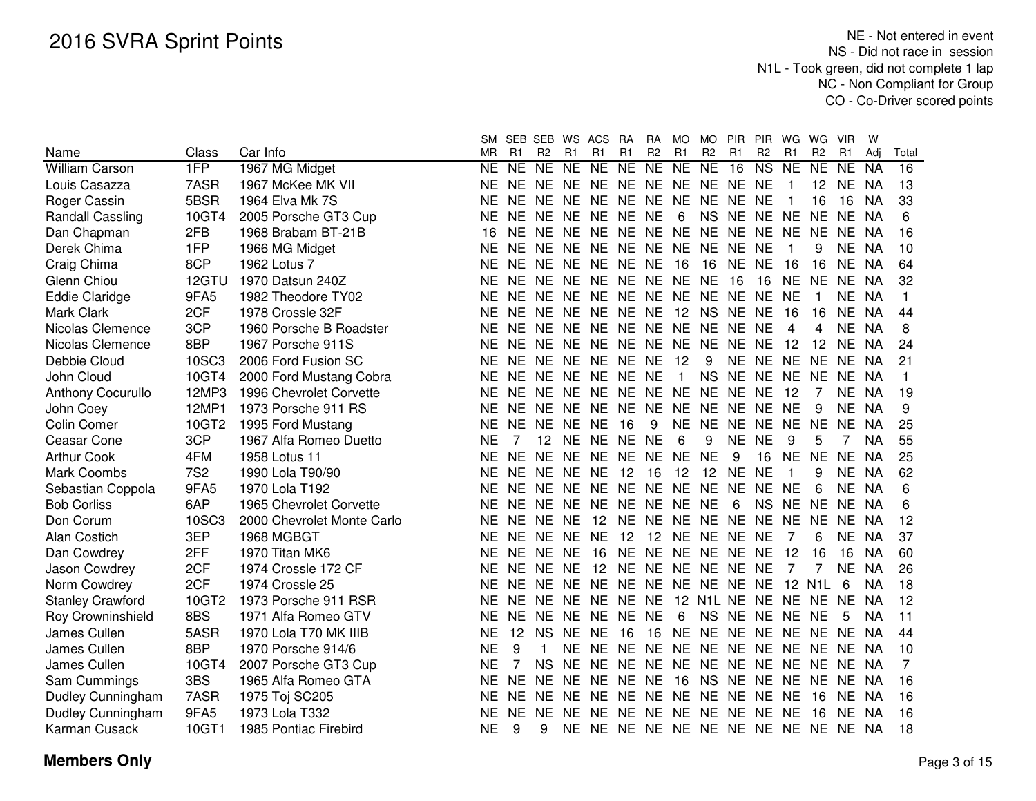# 2016 SVRA Sprint Points

NE - Not entered in event
NS - Did not race in session
N1L - Took green, did not complete 1 lap
NC - Non Compliant for Group
CO - Co-Driver scored points

| Name | Class | Car Info | SM MR | SEB R1 | SEB R2 | WS R1 | ACS R1 | RA R1 | RA R2 | MO R1 | MO R2 | PIR R1 | PIR R2 | WG R1 | WG R2 | VIR R1 | W Adj | Total |
|---|---|---|---|---|---|---|---|---|---|---|---|---|---|---|---|---|---|---|
| William Carson | 1FP | 1967 MG Midget | NE | NE | NE | NE | NE | NE | NE | NE | NE | 16 | NS | NE | NE | NE | NA | 16 |
| Louis Casazza | 7ASR | 1967 McKee MK VII | NE | NE | NE | NE | NE | NE | NE | NE | NE | NE | NE | 1 | 12 | NE | NA | 13 |
| Roger Cassin | 5BSR | 1964 Elva Mk 7S | NE | NE | NE | NE | NE | NE | NE | NE | NE | NE | NE | 1 | 16 | 16 | NA | 33 |
| Randall Cassling | 10GT4 | 2005 Porsche GT3 Cup | NE | NE | NE | NE | NE | NE | NE | 6 | NS | NE | NE | NE | NE | NE | NA | 6 |
| Dan Chapman | 2FB | 1968 Brabam BT-21B | 16 | NE | NE | NE | NE | NE | NE | NE | NE | NE | NE | NE | NE | NE | NA | 16 |
| Derek Chima | 1FP | 1966 MG Midget | NE | NE | NE | NE | NE | NE | NE | NE | NE | NE | NE | 1 | 9 | NE | NA | 10 |
| Craig Chima | 8CP | 1962 Lotus 7 | NE | NE | NE | NE | NE | NE | NE | 16 | 16 | NE | NE | 16 | 16 | NE | NA | 64 |
| Glenn Chiou | 12GTU | 1970 Datsun 240Z | NE | NE | NE | NE | NE | NE | NE | NE | NE | 16 | 16 | NE | NE | NE | NA | 32 |
| Eddie Claridge | 9FA5 | 1982 Theodore TY02 | NE | NE | NE | NE | NE | NE | NE | NE | NE | NE | NE | NE | 1 | NE | NA | 1 |
| Mark Clark | 2CF | 1978 Crossle 32F | NE | NE | NE | NE | NE | NE | NE | 12 | NS | NE | NE | 16 | 16 | NE | NA | 44 |
| Nicolas Clemence | 3CP | 1960 Porsche B Roadster | NE | NE | NE | NE | NE | NE | NE | NE | NE | NE | NE | 4 | 4 | NE | NA | 8 |
| Nicolas Clemence | 8BP | 1967 Porsche 911S | NE | NE | NE | NE | NE | NE | NE | NE | NE | NE | NE | 12 | 12 | NE | NA | 24 |
| Debbie Cloud | 10SC3 | 2006 Ford Fusion SC | NE | NE | NE | NE | NE | NE | NE | 12 | 9 | NE | NE | NE | NE | NE | NA | 21 |
| John Cloud | 10GT4 | 2000 Ford Mustang Cobra | NE | NE | NE | NE | NE | NE | NE | 1 | NS | NE | NE | NE | NE | NE | NA | 1 |
| Anthony Cocurullo | 12MP3 | 1996 Chevrolet Corvette | NE | NE | NE | NE | NE | NE | NE | NE | NE | NE | NE | 12 | 7 | NE | NA | 19 |
| John Coey | 12MP1 | 1973 Porsche 911 RS | NE | NE | NE | NE | NE | NE | NE | NE | NE | NE | NE | NE | 9 | NE | NA | 9 |
| Colin Comer | 10GT2 | 1995 Ford Mustang | NE | NE | NE | NE | NE | 16 | 9 | NE | NE | NE | NE | NE | NE | NE | NA | 25 |
| Ceasar Cone | 3CP | 1967 Alfa Romeo Duetto | NE | 7 | 12 | NE | NE | NE | NE | 6 | 9 | NE | NE | 9 | 5 | 7 | NA | 55 |
| Arthur Cook | 4FM | 1958 Lotus 11 | NE | NE | NE | NE | NE | NE | NE | NE | NE | 9 | 16 | NE | NE | NE | NA | 25 |
| Mark Coombs | 7S2 | 1990 Lola T90/90 | NE | NE | NE | NE | NE | 12 | 16 | 12 | 12 | NE | NE | 1 | 9 | NE | NA | 62 |
| Sebastian Coppola | 9FA5 | 1970 Lola T192 | NE | NE | NE | NE | NE | NE | NE | NE | NE | NE | NE | NE | 6 | NE | NA | 6 |
| Bob Corliss | 6AP | 1965 Chevrolet Corvette | NE | NE | NE | NE | NE | NE | NE | NE | NE | 6 | NS | NE | NE | NE | NA | 6 |
| Don Corum | 10SC3 | 2000 Chevrolet Monte Carlo | NE | NE | NE | NE | 12 | NE | NE | NE | NE | NE | NE | NE | NE | NE | NA | 12 |
| Alan Costich | 3EP | 1968 MGBGT | NE | NE | NE | NE | NE | 12 | 12 | NE | NE | NE | NE | 7 | 6 | NE | NA | 37 |
| Dan Cowdrey | 2FF | 1970 Titan MK6 | NE | NE | NE | NE | 16 | NE | NE | NE | NE | NE | NE | 12 | 16 | 16 | NA | 60 |
| Jason Cowdrey | 2CF | 1974 Crossle 172 CF | NE | NE | NE | NE | 12 | NE | NE | NE | NE | NE | NE | 7 | 7 | NE | NA | 26 |
| Norm Cowdrey | 2CF | 1974 Crossle 25 | NE | NE | NE | NE | NE | NE | NE | NE | NE | NE | NE | 12 | N1L | 6 | NA | 18 |
| Stanley Crawford | 10GT2 | 1973 Porsche 911 RSR | NE | NE | NE | NE | NE | NE | NE | 12 | N1L | NE | NE | NE | NE | NE | NA | 12 |
| Roy Crowninshield | 8BS | 1971 Alfa Romeo GTV | NE | NE | NE | NE | NE | NE | NE | 6 | NS | NE | NE | NE | NE | 5 | NA | 11 |
| James Cullen | 5ASR | 1970 Lola T70 MK IIIB | NE | 12 | NS | NE | NE | 16 | 16 | NE | NE | NE | NE | NE | NE | NE | NA | 44 |
| James Cullen | 8BP | 1970 Porsche 914/6 | NE | 9 | 1 | NE | NE | NE | NE | NE | NE | NE | NE | NE | NE | NE | NA | 10 |
| James Cullen | 10GT4 | 2007 Porsche GT3 Cup | NE | 7 | NS | NE | NE | NE | NE | NE | NE | NE | NE | NE | NE | NE | NA | 7 |
| Sam Cummings | 3BS | 1965 Alfa Romeo GTA | NE | NE | NE | NE | NE | NE | NE | 16 | NS | NE | NE | NE | NE | NE | NA | 16 |
| Dudley Cunningham | 7ASR | 1975 Toj SC205 | NE | NE | NE | NE | NE | NE | NE | NE | NE | NE | NE | NE | 16 | NE | NA | 16 |
| Dudley Cunningham | 9FA5 | 1973 Lola T332 | NE | NE | NE | NE | NE | NE | NE | NE | NE | NE | NE | NE | 16 | NE | NA | 16 |
| Karman Cusack | 10GT1 | 1985 Pontiac Firebird | NE | 9 | 9 | NE | NE | NE | NE | NE | NE | NE | NE | NE | NE | NE | NA | 18 |

**Members Only**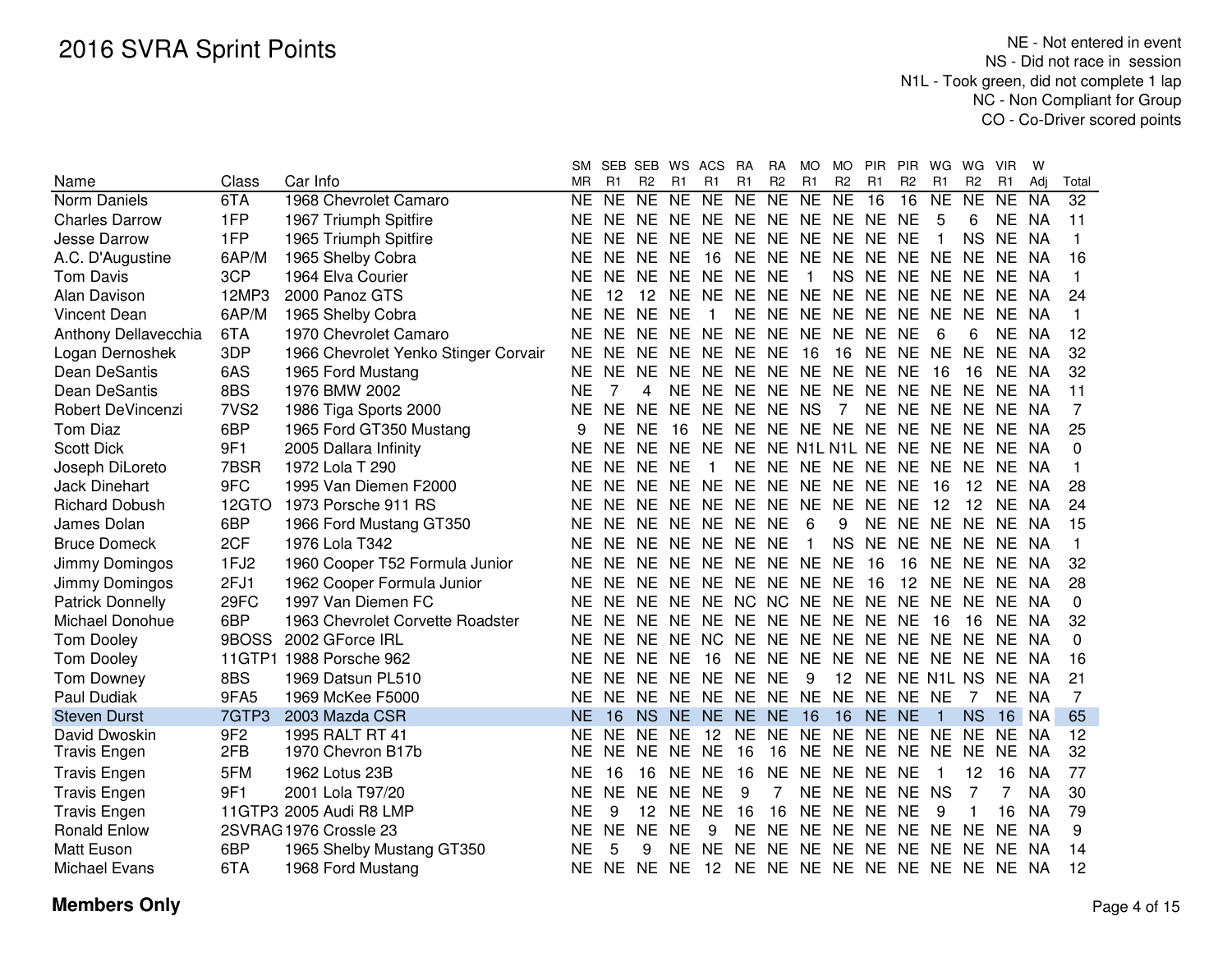# 2016 SVRA Sprint Points

NE - Not entered in event
NS - Did not race in session
N1L - Took green, did not complete 1 lap
NC - Non Compliant for Group
CO - Co-Driver scored points

| Name | Class | Car Info | SM MR | SEB R1 | SEB R2 | WS R1 | ACS R1 | RA R1 | RA R2 | MO R1 | MO R2 | PIR R1 | PIR R2 | WG R1 | WG R2 | VIR R1 | W Adj | Total |
|---|---|---|---|---|---|---|---|---|---|---|---|---|---|---|---|---|---|---|
| Norm Daniels | 6TA | 1968 Chevrolet Camaro | NE | NE | NE | NE | NE | NE | NE | NE | NE | 16 | 16 | NE | NE | NE | NA | 32 |
| Charles Darrow | 1FP | 1967 Triumph Spitfire | NE | NE | NE | NE | NE | NE | NE | NE | NE | NE | NE | 5 | 6 | NE | NA | 11 |
| Jesse Darrow | 1FP | 1965 Triumph Spitfire | NE | NE | NE | NE | NE | NE | NE | NE | NE | NE | NE | 1 | NS | NE | NA | 1 |
| A.C. D'Augustine | 6AP/M | 1965 Shelby Cobra | NE | NE | NE | NE | 16 | NE | NE | NE | NE | NE | NE | NE | NE | NE | NA | 16 |
| Tom Davis | 3CP | 1964 Elva Courier | NE | NE | NE | NE | NE | NE | NE | 1 | NS | NE | NE | NE | NE | NE | NA | 1 |
| Alan Davison | 12MP3 | 2000 Panoz GTS | NE | 12 | 12 | NE | NE | NE | NE | NE | NE | NE | NE | NE | NE | NE | NA | 24 |
| Vincent Dean | 6AP/M | 1965 Shelby Cobra | NE | NE | NE | NE | 1 | NE | NE | NE | NE | NE | NE | NE | NE | NE | NA | 1 |
| Anthony Dellavecchia | 6TA | 1970 Chevrolet Camaro | NE | NE | NE | NE | NE | NE | NE | NE | NE | NE | NE | 6 | 6 | NE | NA | 12 |
| Logan Dernoshek | 3DP | 1966 Chevrolet Yenko Stinger Corvair | NE | NE | NE | NE | NE | NE | NE | 16 | 16 | NE | NE | NE | NE | NE | NA | 32 |
| Dean DeSantis | 6AS | 1965 Ford Mustang | NE | NE | NE | NE | NE | NE | NE | NE | NE | NE | NE | 16 | 16 | NE | NA | 32 |
| Dean DeSantis | 8BS | 1976 BMW 2002 | NE | 7 | 4 | NE | NE | NE | NE | NE | NE | NE | NE | NE | NE | NE | NA | 11 |
| Robert DeVincenzi | 7VS2 | 1986 Tiga Sports 2000 | NE | NE | NE | NE | NE | NE | NE | NS | 7 | NE | NE | NE | NE | NE | NA | 7 |
| Tom Diaz | 6BP | 1965 Ford GT350 Mustang | 9 | NE | NE | 16 | NE | NE | NE | NE | NE | NE | NE | NE | NE | NE | NA | 25 |
| Scott Dick | 9F1 | 2005 Dallara Infinity | NE | NE | NE | NE | NE | NE | NE | N1L | N1L | NE | NE | NE | NE | NE | NA | 0 |
| Joseph DiLoreto | 7BSR | 1972 Lola T 290 | NE | NE | NE | NE | 1 | NE | NE | NE | NE | NE | NE | NE | NE | NE | NA | 1 |
| Jack Dinehart | 9FC | 1995 Van Diemen F2000 | NE | NE | NE | NE | NE | NE | NE | NE | NE | NE | NE | 16 | 12 | NE | NA | 28 |
| Richard Dobush | 12GTO | 1973 Porsche 911 RS | NE | NE | NE | NE | NE | NE | NE | NE | NE | NE | NE | 12 | 12 | NE | NA | 24 |
| James Dolan | 6BP | 1966 Ford Mustang GT350 | NE | NE | NE | NE | NE | NE | NE | 6 | 9 | NE | NE | NE | NE | NE | NA | 15 |
| Bruce Domeck | 2CF | 1976 Lola T342 | NE | NE | NE | NE | NE | NE | NE | 1 | NS | NE | NE | NE | NE | NE | NA | 1 |
| Jimmy Domingos | 1FJ2 | 1960 Cooper T52 Formula Junior | NE | NE | NE | NE | NE | NE | NE | NE | NE | 16 | 16 | NE | NE | NE | NA | 32 |
| Jimmy Domingos | 2FJ1 | 1962 Cooper Formula Junior | NE | NE | NE | NE | NE | NE | NE | NE | NE | 16 | 12 | NE | NE | NE | NA | 28 |
| Patrick Donnelly | 29FC | 1997 Van Diemen FC | NE | NE | NE | NE | NE | NC | NC | NE | NE | NE | NE | NE | NE | NE | NA | 0 |
| Michael Donohue | 6BP | 1963 Chevrolet Corvette Roadster | NE | NE | NE | NE | NE | NE | NE | NE | NE | NE | NE | 16 | 16 | NE | NA | 32 |
| Tom Dooley | 9BOSS | 2002 GForce IRL | NE | NE | NE | NE | NC | NE | NE | NE | NE | NE | NE | NE | NE | NE | NA | 0 |
| Tom Dooley | 11GTP1 | 1988 Porsche 962 | NE | NE | NE | NE | 16 | NE | NE | NE | NE | NE | NE | NE | NE | NE | NA | 16 |
| Tom Downey | 8BS | 1969 Datsun PL510 | NE | NE | NE | NE | NE | NE | NE | 9 | 12 | NE | NE | N1L | NS | NE | NA | 21 |
| Paul Dudiak | 9FA5 | 1969 McKee F5000 | NE | NE | NE | NE | NE | NE | NE | NE | NE | NE | NE | NE | 7 | NE | NA | 7 |
| Steven Durst | 7GTP3 | 2003 Mazda CSR | NE | 16 | NS | NE | NE | NE | NE | 16 | 16 | NE | NE | 1 | NS | 16 | NA | 65 |
| David Dwoskin | 9F2 | 1995 RALT RT 41 | NE | NE | NE | NE | 12 | NE | NE | NE | NE | NE | NE | NE | NE | NE | NA | 12 |
| Travis Engen | 2FB | 1970 Chevron B17b | NE | NE | NE | NE | NE | 16 | 16 | NE | NE | NE | NE | NE | NE | NE | NA | 32 |
| Travis Engen | 5FM | 1962 Lotus 23B | NE | 16 | 16 | NE | NE | 16 | NE | NE | NE | NE | NE | 1 | 12 | 16 | NA | 77 |
| Travis Engen | 9F1 | 2001 Lola T97/20 | NE | NE | NE | NE | NE | 9 | 7 | NE | NE | NE | NE | NS | 7 | 7 | NA | 30 |
| Travis Engen | 11GTP3 | 2005 Audi R8 LMP | NE | 9 | 12 | NE | NE | 16 | 16 | NE | NE | NE | NE | 9 | 1 | 16 | NA | 79 |
| Ronald Enlow | 2SVRAG | 1976 Crossle 23 | NE | NE | NE | NE | 9 | NE | NE | NE | NE | NE | NE | NE | NE | NE | NA | 9 |
| Matt Euson | 6BP | 1965 Shelby Mustang GT350 | NE | 5 | 9 | NE | NE | NE | NE | NE | NE | NE | NE | NE | NE | NE | NA | 14 |
| Michael Evans | 6TA | 1968 Ford Mustang | NE | NE | NE | NE | 12 | NE | NE | NE | NE | NE | NE | NE | NE | NE | NA | 12 |

**Members Only**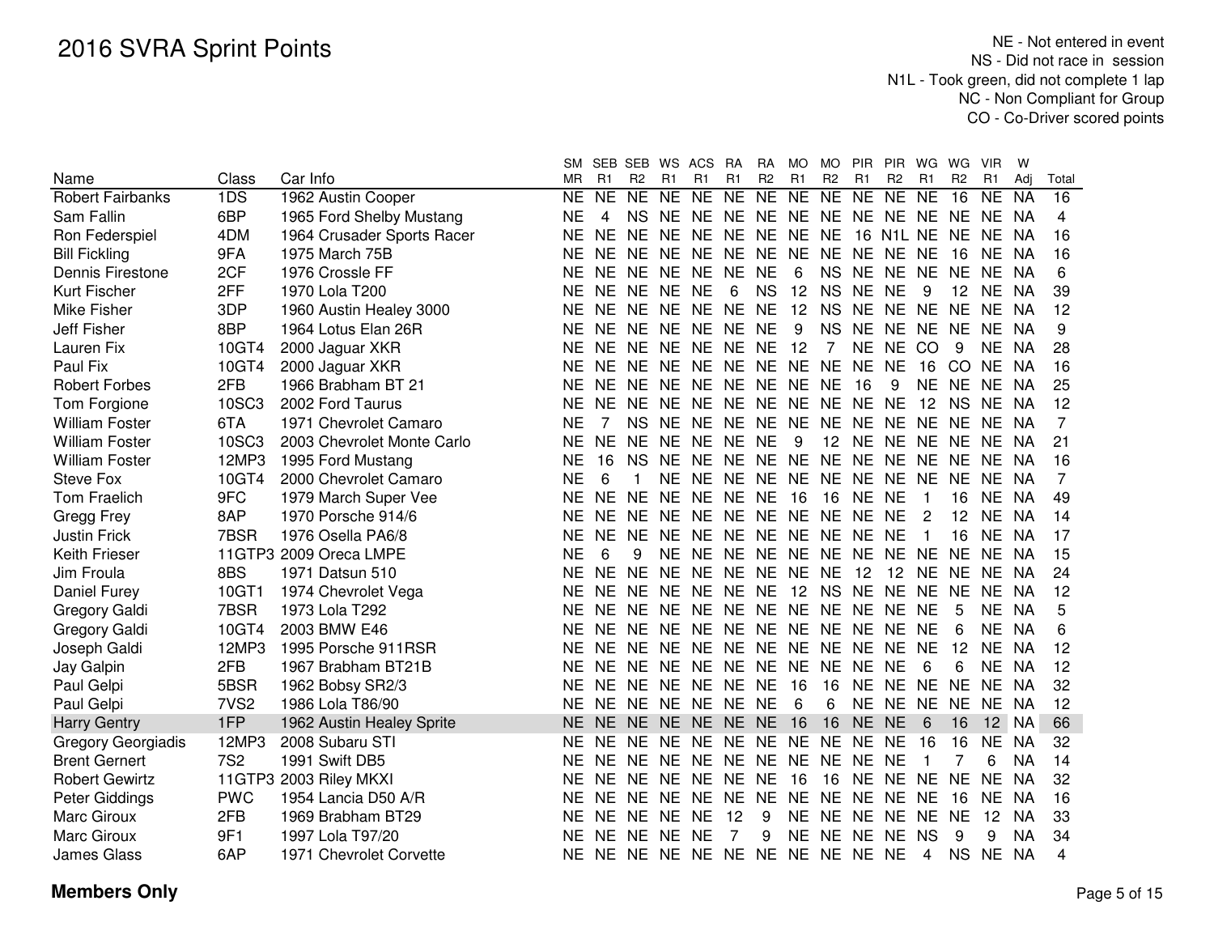# 2016 SVRA Sprint Points

NE - Not entered in event
NS - Did not race in session
N1L - Took green, did not complete 1 lap
NC - Non Compliant for Group
CO - Co-Driver scored points

| Name | Class | Car Info | SM MR | SEB R1 | SEB R2 | WS R1 | ACS R1 | RA R1 | RA R2 | MO R1 | MO R2 | PIR R1 | PIR R2 | WG R1 | WG R2 | VIR R1 | W Adj | Total |
|---|---|---|---|---|---|---|---|---|---|---|---|---|---|---|---|---|---|---|
| Robert Fairbanks | 1DS | 1962 Austin Cooper | NE | NE | NE | NE | NE | NE | NE | NE | NE | NE | NE | NE | 16 | NE | NA | 16 |
| Sam Fallin | 6BP | 1965 Ford Shelby Mustang | NE | 4 | NS | NE | NE | NE | NE | NE | NE | NE | NE | NE | NE | NE | NA | 4 |
| Ron Federspiel | 4DM | 1964 Crusader Sports Racer | NE | NE | NE | NE | NE | NE | NE | NE | NE | 16 | N1L | NE | NE | NE | NA | 16 |
| Bill Fickling | 9FA | 1975 March 75B | NE | NE | NE | NE | NE | NE | NE | NE | NE | NE | NE | NE | 16 | NE | NA | 16 |
| Dennis Firestone | 2CF | 1976 Crossle FF | NE | NE | NE | NE | NE | NE | NE | 6 | NS | NE | NE | NE | NE | NE | NA | 6 |
| Kurt Fischer | 2FF | 1970 Lola T200 | NE | NE | NE | NE | NE | 6 | NS | 12 | NS | NE | NE | 9 | 12 | NE | NA | 39 |
| Mike Fisher | 3DP | 1960 Austin Healey 3000 | NE | NE | NE | NE | NE | NE | NE | 12 | NS | NE | NE | NE | NE | NE | NA | 12 |
| Jeff Fisher | 8BP | 1964 Lotus Elan 26R | NE | NE | NE | NE | NE | NE | NE | 9 | NS | NE | NE | NE | NE | NE | NA | 9 |
| Lauren Fix | 10GT4 | 2000 Jaguar XKR | NE | NE | NE | NE | NE | NE | NE | 12 | 7 | NE | NE | CO | 9 | NE | NA | 28 |
| Paul Fix | 10GT4 | 2000 Jaguar XKR | NE | NE | NE | NE | NE | NE | NE | NE | NE | NE | NE | 16 | CO | NE | NA | 16 |
| Robert Forbes | 2FB | 1966 Brabham BT 21 | NE | NE | NE | NE | NE | NE | NE | NE | NE | 16 | 9 | NE | NE | NE | NA | 25 |
| Tom Forgione | 10SC3 | 2002 Ford Taurus | NE | NE | NE | NE | NE | NE | NE | NE | NE | NE | NE | 12 | NS | NE | NA | 12 |
| William Foster | 6TA | 1971 Chevrolet Camaro | NE | 7 | NS | NE | NE | NE | NE | NE | NE | NE | NE | NE | NE | NE | NA | 7 |
| William Foster | 10SC3 | 2003 Chevrolet Monte Carlo | NE | NE | NE | NE | NE | NE | NE | 9 | 12 | NE | NE | NE | NE | NE | NA | 21 |
| William Foster | 12MP3 | 1995 Ford Mustang | NE | 16 | NS | NE | NE | NE | NE | NE | NE | NE | NE | NE | NE | NE | NA | 16 |
| Steve Fox | 10GT4 | 2000 Chevrolet Camaro | NE | 6 | 1 | NE | NE | NE | NE | NE | NE | NE | NE | NE | NE | NE | NA | 7 |
| Tom Fraelich | 9FC | 1979 March Super Vee | NE | NE | NE | NE | NE | NE | NE | 16 | 16 | NE | NE | 1 | 16 | NE | NA | 49 |
| Gregg Frey | 8AP | 1970 Porsche 914/6 | NE | NE | NE | NE | NE | NE | NE | NE | NE | NE | NE | 2 | 12 | NE | NA | 14 |
| Justin Frick | 7BSR | 1976 Osella PA6/8 | NE | NE | NE | NE | NE | NE | NE | NE | NE | NE | NE | 1 | 16 | NE | NA | 17 |
| Keith Frieser | 11GTP3 | 2009 Oreca LMPE | NE | 6 | 9 | NE | NE | NE | NE | NE | NE | NE | NE | NE | NE | NE | NA | 15 |
| Jim Froula | 8BS | 1971 Datsun 510 | NE | NE | NE | NE | NE | NE | NE | NE | NE | 12 | 12 | NE | NE | NE | NA | 24 |
| Daniel Furey | 10GT1 | 1974 Chevrolet Vega | NE | NE | NE | NE | NE | NE | NE | 12 | NS | NE | NE | NE | NE | NE | NA | 12 |
| Gregory Galdi | 7BSR | 1973 Lola T292 | NE | NE | NE | NE | NE | NE | NE | NE | NE | NE | NE | NE | 5 | NE | NA | 5 |
| Gregory Galdi | 10GT4 | 2003 BMW E46 | NE | NE | NE | NE | NE | NE | NE | NE | NE | NE | NE | NE | 6 | NE | NA | 6 |
| Joseph Galdi | 12MP3 | 1995 Porsche 911RSR | NE | NE | NE | NE | NE | NE | NE | NE | NE | NE | NE | NE | 12 | NE | NA | 12 |
| Jay Galpin | 2FB | 1967 Brabham BT21B | NE | NE | NE | NE | NE | NE | NE | NE | NE | NE | NE | 6 | 6 | NE | NA | 12 |
| Paul Gelpi | 5BSR | 1962 Bobsy SR2/3 | NE | NE | NE | NE | NE | NE | NE | 16 | 16 | NE | NE | NE | NE | NE | NA | 32 |
| Paul Gelpi | 7VS2 | 1986 Lola T86/90 | NE | NE | NE | NE | NE | NE | NE | 6 | 6 | NE | NE | NE | NE | NE | NA | 12 |
| Harry Gentry | 1FP | 1962 Austin Healey Sprite | NE | NE | NE | NE | NE | NE | NE | 16 | 16 | NE | NE | 6 | 16 | 12 | NA | 66 |
| Gregory Georgiadis | 12MP3 | 2008 Subaru STI | NE | NE | NE | NE | NE | NE | NE | NE | NE | NE | NE | 16 | 16 | NE | NA | 32 |
| Brent Gernert | 7S2 | 1991 Swift DB5 | NE | NE | NE | NE | NE | NE | NE | NE | NE | NE | NE | 1 | 7 | 6 | NA | 14 |
| Robert Gewirtz | 11GTP3 | 2003 Riley MKXI | NE | NE | NE | NE | NE | NE | NE | 16 | 16 | NE | NE | NE | NE | NE | NA | 32 |
| Peter Giddings | PWC | 1954 Lancia D50 A/R | NE | NE | NE | NE | NE | NE | NE | NE | NE | NE | NE | NE | 16 | NE | NA | 16 |
| Marc Giroux | 2FB | 1969 Brabham BT29 | NE | NE | NE | NE | NE | 12 | 9 | NE | NE | NE | NE | NE | NE | 12 | NA | 33 |
| Marc Giroux | 9F1 | 1997 Lola T97/20 | NE | NE | NE | NE | NE | 7 | 9 | NE | NE | NE | NE | NS | 9 | 9 | NA | 34 |
| James Glass | 6AP | 1971 Chevrolet Corvette | NE | NE | NE | NE | NE | NE | NE | NE | NE | NE | NE | 4 | NS | NE | NA | 4 |

**Members Only**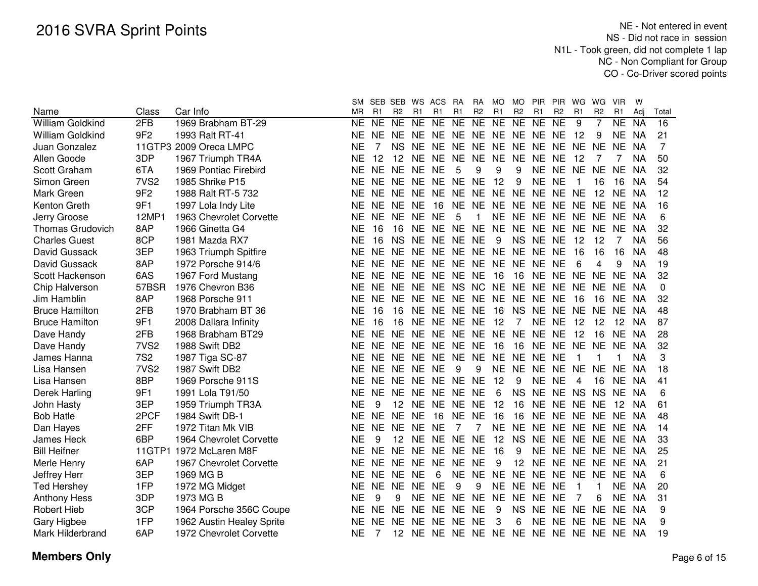# 2016 SVRA Sprint Points

NE - Not entered in event
NS - Did not race in session
N1L - Took green, did not complete 1 lap
NC - Non Compliant for Group
CO - Co-Driver scored points

| Name | Class | Car Info | SM MR | SEB R1 | SEB R2 | WS R1 | ACS R1 | RA R1 | RA R2 | MO R1 | MO R2 | PIR R1 | PIR R2 | WG R1 | WG R2 | VIR R1 | W Adj | Total |
|---|---|---|---|---|---|---|---|---|---|---|---|---|---|---|---|---|---|---|
| William Goldkind | 2FB | 1969 Brabham BT-29 | NE | NE | NE | NE | NE | NE | NE | NE | NE | NE | NE | 9 | 7 | NE | NA | 16 |
| William Goldkind | 9F2 | 1993 Ralt RT-41 | NE | NE | NE | NE | NE | NE | NE | NE | NE | NE | NE | 12 | 9 | NE | NA | 21 |
| Juan Gonzalez | 11GTP3 | 2009 Oreca LMPC | NE | 7 | NS | NE | NE | NE | NE | NE | NE | NE | NE | NE | NE | NE | NA | 7 |
| Allen Goode | 3DP | 1967 Triumph TR4A | NE | 12 | 12 | NE | NE | NE | NE | NE | NE | NE | NE | 12 | 7 | 7 | NA | 50 |
| Scott Graham | 6TA | 1969 Pontiac Firebird | NE | NE | NE | NE | NE | 5 | 9 | 9 | 9 | NE | NE | NE | NE | NE | NA | 32 |
| Simon Green | 7VS2 | 1985 Shrike P15 | NE | NE | NE | NE | NE | NE | NE | 12 | 9 | NE | NE | 1 | 16 | 16 | NA | 54 |
| Mark Green | 9F2 | 1988 Ralt RT-5 732 | NE | NE | NE | NE | NE | NE | NE | NE | NE | NE | NE | NE | 12 | NE | NA | 12 |
| Kenton Greth | 9F1 | 1997 Lola Indy Lite | NE | NE | NE | NE | 16 | NE | NE | NE | NE | NE | NE | NE | NE | NE | NA | 16 |
| Jerry Groose | 12MP1 | 1963 Chevrolet Corvette | NE | NE | NE | NE | NE | 5 | 1 | NE | NE | NE | NE | NE | NE | NE | NA | 6 |
| Thomas Grudovich | 8AP | 1966 Ginetta G4 | NE | 16 | 16 | NE | NE | NE | NE | NE | NE | NE | NE | NE | NE | NE | NA | 32 |
| Charles Guest | 8CP | 1981 Mazda RX7 | NE | 16 | NS | NE | NE | NE | NE | 9 | NS | NE | NE | 12 | 12 | 7 | NA | 56 |
| David Gussack | 3EP | 1963 Triumph Spitfire | NE | NE | NE | NE | NE | NE | NE | NE | NE | NE | NE | 16 | 16 | 16 | NA | 48 |
| David Gussack | 8AP | 1972 Porsche 914/6 | NE | NE | NE | NE | NE | NE | NE | NE | NE | NE | NE | 6 | 4 | 9 | NA | 19 |
| Scott Hackenson | 6AS | 1967 Ford Mustang | NE | NE | NE | NE | NE | NE | NE | 16 | 16 | NE | NE | NE | NE | NE | NA | 32 |
| Chip Halverson | 57BSR | 1976 Chevron B36 | NE | NE | NE | NE | NE | NS | NC | NE | NE | NE | NE | NE | NE | NE | NA | 0 |
| Jim Hamblin | 8AP | 1968 Porsche 911 | NE | NE | NE | NE | NE | NE | NE | NE | NE | NE | NE | 16 | 16 | NE | NA | 32 |
| Bruce Hamilton | 2FB | 1970 Brabham BT 36 | NE | 16 | 16 | NE | NE | NE | NE | 16 | NS | NE | NE | NE | NE | NE | NA | 48 |
| Bruce Hamilton | 9F1 | 2008 Dallara Infinity | NE | 16 | 16 | NE | NE | NE | NE | 12 | 7 | NE | NE | 12 | 12 | 12 | NA | 87 |
| Dave Handy | 2FB | 1968 Brabham BT29 | NE | NE | NE | NE | NE | NE | NE | NE | NE | NE | NE | 12 | 16 | NE | NA | 28 |
| Dave Handy | 7VS2 | 1988 Swift DB2 | NE | NE | NE | NE | NE | NE | NE | 16 | 16 | NE | NE | NE | NE | NE | NA | 32 |
| James Hanna | 7S2 | 1987 Tiga SC-87 | NE | NE | NE | NE | NE | NE | NE | NE | NE | NE | NE | 1 | 1 | 1 | NA | 3 |
| Lisa Hansen | 7VS2 | 1987 Swift DB2 | NE | NE | NE | NE | NE | 9 | 9 | NE | NE | NE | NE | NE | NE | NE | NA | 18 |
| Lisa Hansen | 8BP | 1969 Porsche 911S | NE | NE | NE | NE | NE | NE | NE | 12 | 9 | NE | NE | 4 | 16 | NE | NA | 41 |
| Derek Harling | 9F1 | 1991 Lola T91/50 | NE | NE | NE | NE | NE | NE | NE | 6 | NS | NE | NE | NS | NS | NE | NA | 6 |
| John Hasty | 3EP | 1959 Triumph TR3A | NE | 9 | 12 | NE | NE | NE | NE | 12 | 16 | NE | NE | NE | NE | 12 | NA | 61 |
| Bob Hatle | 2PCF | 1984 Swift DB-1 | NE | NE | NE | NE | 16 | NE | NE | 16 | 16 | NE | NE | NE | NE | NE | NA | 48 |
| Dan Hayes | 2FF | 1972 Titan Mk VIB | NE | NE | NE | NE | NE | 7 | 7 | NE | NE | NE | NE | NE | NE | NE | NA | 14 |
| James Heck | 6BP | 1964 Chevrolet Corvette | NE | 9 | 12 | NE | NE | NE | NE | 12 | NS | NE | NE | NE | NE | NE | NA | 33 |
| Bill Heifner | 11GTP1 | 1972 McLaren M8F | NE | NE | NE | NE | NE | NE | NE | 16 | 9 | NE | NE | NE | NE | NE | NA | 25 |
| Merle Henry | 6AP | 1967 Chevrolet Corvette | NE | NE | NE | NE | NE | NE | NE | 9 | 12 | NE | NE | NE | NE | NE | NA | 21 |
| Jeffrey Herr | 3EP | 1969 MG B | NE | NE | NE | NE | 6 | NE | NE | NE | NE | NE | NE | NE | NE | NE | NA | 6 |
| Ted Hershey | 1FP | 1972 MG Midget | NE | NE | NE | NE | NE | 9 | 9 | NE | NE | NE | NE | 1 | 1 | NE | NA | 20 |
| Anthony Hess | 3DP | 1973 MG B | NE | 9 | 9 | NE | NE | NE | NE | NE | NE | NE | NE | 7 | 6 | NE | NA | 31 |
| Robert Hieb | 3CP | 1964 Porsche 356C Coupe | NE | NE | NE | NE | NE | NE | NE | 9 | NS | NE | NE | NE | NE | NE | NA | 9 |
| Gary Higbee | 1FP | 1962 Austin Healey Sprite | NE | NE | NE | NE | NE | NE | NE | 3 | 6 | NE | NE | NE | NE | NE | NA | 9 |
| Mark Hilderbrand | 6AP | 1972 Chevrolet Corvette | NE | 7 | 12 | NE | NE | NE | NE | NE | NE | NE | NE | NE | NE | NE | NA | 19 |

**Members Only**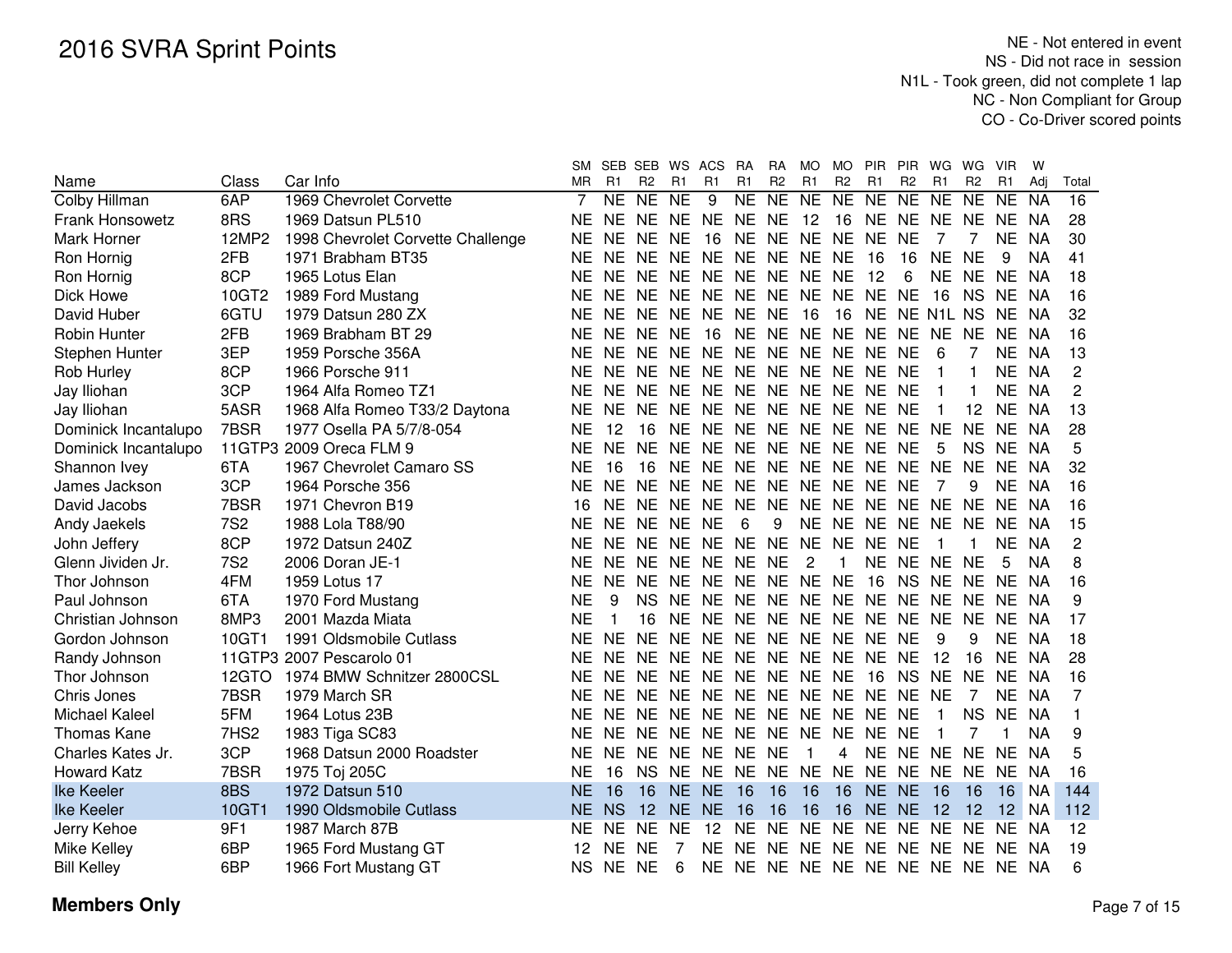# 2016 SVRA Sprint Points

NE - Not entered in event
NS - Did not race in session
N1L - Took green, did not complete 1 lap
NC - Non Compliant for Group
CO - Co-Driver scored points

| Name | Class | Car Info | SM MR | SEB R1 | SEB R2 | WS R1 | ACS R1 | RA R1 | RA R2 | MO R1 | MO R2 | PIR R1 | PIR R2 | WG R1 | WG R2 | VIR R1 | W Adj | Total |
|---|---|---|---|---|---|---|---|---|---|---|---|---|---|---|---|---|---|---|
| Colby Hillman | 6AP | 1969 Chevrolet Corvette | 7 | NE | NE | NE | 9 | NE | NE | NE | NE | NE | NE | NE | NE | NE | NA | 16 |
| Frank Honsowetz | 8RS | 1969 Datsun PL510 | NE | NE | NE | NE | NE | NE | NE | 12 | 16 | NE | NE | NE | NE | NE | NA | 28 |
| Mark Horner | 12MP2 | 1998 Chevrolet Corvette Challenge | NE | NE | NE | NE | 16 | NE | NE | NE | NE | NE | NE | 7 | 7 | NE | NA | 30 |
| Ron Hornig | 2FB | 1971 Brabham BT35 | NE | NE | NE | NE | NE | NE | NE | NE | NE | 16 | 16 | NE | NE | 9 | NA | 41 |
| Ron Hornig | 8CP | 1965 Lotus Elan | NE | NE | NE | NE | NE | NE | NE | NE | NE | 12 | 6 | NE | NE | NE | NA | 18 |
| Dick Howe | 10GT2 | 1989 Ford Mustang | NE | NE | NE | NE | NE | NE | NE | NE | NE | NE | NE | 16 | NS | NE | NA | 16 |
| David Huber | 6GTU | 1979 Datsun 280 ZX | NE | NE | NE | NE | NE | NE | NE | 16 | 16 | NE | NE | N1L | NS | NE | NA | 32 |
| Robin Hunter | 2FB | 1969 Brabham BT 29 | NE | NE | NE | NE | 16 | NE | NE | NE | NE | NE | NE | NE | NE | NE | NA | 16 |
| Stephen Hunter | 3EP | 1959 Porsche 356A | NE | NE | NE | NE | NE | NE | NE | NE | NE | NE | NE | 6 | 7 | NE | NA | 13 |
| Rob Hurley | 8CP | 1966 Porsche 911 | NE | NE | NE | NE | NE | NE | NE | NE | NE | NE | NE | 1 | 1 | NE | NA | 2 |
| Jay Iliohan | 3CP | 1964 Alfa Romeo TZ1 | NE | NE | NE | NE | NE | NE | NE | NE | NE | NE | NE | 1 | 1 | NE | NA | 2 |
| Jay Iliohan | 5ASR | 1968 Alfa Romeo T33/2 Daytona | NE | NE | NE | NE | NE | NE | NE | NE | NE | NE | NE | 1 | 12 | NE | NA | 13 |
| Dominick Incantalupo | 7BSR | 1977 Osella PA 5/7/8-054 | NE | 12 | 16 | NE | NE | NE | NE | NE | NE | NE | NE | NE | NE | NE | NA | 28 |
| Dominick Incantalupo | 11GTP3 | 2009 Oreca FLM 9 | NE | NE | NE | NE | NE | NE | NE | NE | NE | NE | NE | 5 | NS | NE | NA | 5 |
| Shannon Ivey | 6TA | 1967 Chevrolet Camaro SS | NE | 16 | 16 | NE | NE | NE | NE | NE | NE | NE | NE | NE | NE | NE | NA | 32 |
| James Jackson | 3CP | 1964 Porsche 356 | NE | NE | NE | NE | NE | NE | NE | NE | NE | NE | NE | 7 | 9 | NE | NA | 16 |
| David Jacobs | 7BSR | 1971 Chevron B19 | 16 | NE | NE | NE | NE | NE | NE | NE | NE | NE | NE | NE | NE | NE | NA | 16 |
| Andy Jaekels | 7S2 | 1988 Lola T88/90 | NE | NE | NE | NE | NE | 6 | 9 | NE | NE | NE | NE | NE | NE | NE | NA | 15 |
| John Jeffery | 8CP | 1972 Datsun 240Z | NE | NE | NE | NE | NE | NE | NE | NE | NE | NE | NE | 1 | 1 | NE | NA | 2 |
| Glenn Jividen Jr. | 7S2 | 2006 Doran JE-1 | NE | NE | NE | NE | NE | NE | NE | 2 | 1 | NE | NE | NE | NE | 5 | NA | 8 |
| Thor Johnson | 4FM | 1959 Lotus 17 | NE | NE | NE | NE | NE | NE | NE | NE | NE | 16 | NS | NE | NE | NE | NA | 16 |
| Paul Johnson | 6TA | 1970 Ford Mustang | NE | 9 | NS | NE | NE | NE | NE | NE | NE | NE | NE | NE | NE | NE | NA | 9 |
| Christian Johnson | 8MP3 | 2001 Mazda Miata | NE | 1 | 16 | NE | NE | NE | NE | NE | NE | NE | NE | NE | NE | NE | NA | 17 |
| Gordon Johnson | 10GT1 | 1991 Oldsmobile Cutlass | NE | NE | NE | NE | NE | NE | NE | NE | NE | NE | NE | 9 | 9 | NE | NA | 18 |
| Randy Johnson | 11GTP3 | 2007 Pescarolo 01 | NE | NE | NE | NE | NE | NE | NE | NE | NE | NE | NE | 12 | 16 | NE | NA | 28 |
| Thor Johnson | 12GTO | 1974 BMW Schnitzer 2800CSL | NE | NE | NE | NE | NE | NE | NE | NE | NE | 16 | NS | NE | NE | NE | NA | 16 |
| Chris Jones | 7BSR | 1979 March SR | NE | NE | NE | NE | NE | NE | NE | NE | NE | NE | NE | NE | 7 | NE | NA | 7 |
| Michael Kaleel | 5FM | 1964 Lotus 23B | NE | NE | NE | NE | NE | NE | NE | NE | NE | NE | NE | 1 | NS | NE | NA | 1 |
| Thomas Kane | 7HS2 | 1983 Tiga SC83 | NE | NE | NE | NE | NE | NE | NE | NE | NE | NE | NE | 1 | 7 | 1 | NA | 9 |
| Charles Kates Jr. | 3CP | 1968 Datsun 2000 Roadster | NE | NE | NE | NE | NE | NE | NE | 1 | 4 | NE | NE | NE | NE | NE | NA | 5 |
| Howard Katz | 7BSR | 1975 Toj 205C | NE | 16 | NS | NE | NE | NE | NE | NE | NE | NE | NE | NE | NE | NE | NA | 16 |
| Ike Keeler | 8BS | 1972 Datsun 510 | NE | 16 | 16 | NE | NE | 16 | 16 | 16 | 16 | NE | NE | 16 | 16 | 16 | NA | 144 |
| Ike Keeler | 10GT1 | 1990 Oldsmobile Cutlass | NE | NS | 12 | NE | NE | 16 | 16 | 16 | 16 | NE | NE | 12 | 12 | 12 | NA | 112 |
| Jerry Kehoe | 9F1 | 1987 March 87B | NE | NE | NE | NE | 12 | NE | NE | NE | NE | NE | NE | NE | NE | NE | NA | 12 |
| Mike Kelley | 6BP | 1965 Ford Mustang GT | 12 | NE | NE | 7 | NE | NE | NE | NE | NE | NE | NE | NE | NE | NE | NA | 19 |
| Bill Kelley | 6BP | 1966 Fort Mustang GT | NS | NE | NE | 6 | NE | NE | NE | NE | NE | NE | NE | NE | NE | NE | NA | 6 |

**Members Only**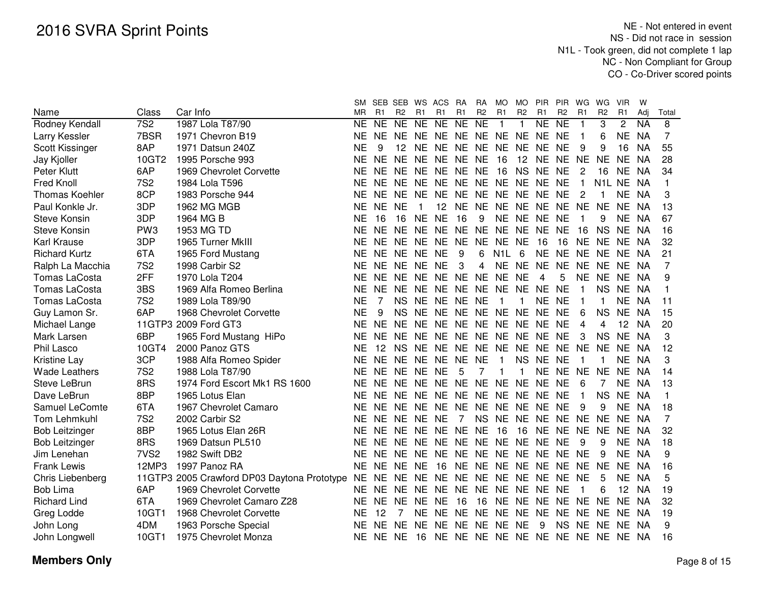# 2016 SVRA Sprint Points

NE - Not entered in event
NS - Did not race in session
N1L - Took green, did not complete 1 lap
NC - Non Compliant for Group
CO - Co-Driver scored points

| Name | Class | Car Info | SM MR | SEB R1 | SEB R2 | WS R1 | ACS R1 | RA R1 | RA R2 | MO R1 | MO R2 | PIR R1 | PIR R2 | WG R1 | WG R2 | VIR R1 | W Adj | Total |
|---|---|---|---|---|---|---|---|---|---|---|---|---|---|---|---|---|---|---|
| Rodney Kendall | 7S2 | 1987 Lola T87/90 | NE | NE | NE | NE | NE | NE | NE | 1 | 1 | NE | NE | 1 | 3 | 2 | NA | 8 |
| Larry Kessler | 7BSR | 1971 Chevron B19 | NE | NE | NE | NE | NE | NE | NE | NE | NE | NE | NE | 1 | 6 | NE | NA | 7 |
| Scott Kissinger | 8AP | 1971 Datsun 240Z | NE | 9 | 12 | NE | NE | NE | NE | NE | NE | NE | NE | 9 | 9 | 16 | NA | 55 |
| Jay Kjoller | 10GT2 | 1995 Porsche 993 | NE | NE | NE | NE | NE | NE | NE | 16 | 12 | NE | NE | NE | NE | NE | NA | 28 |
| Peter Klutt | 6AP | 1969 Chevrolet Corvette | NE | NE | NE | NE | NE | NE | NE | 16 | NS | NE | NE | 2 | 16 | NE | NA | 34 |
| Fred Knoll | 7S2 | 1984 Lola T596 | NE | NE | NE | NE | NE | NE | NE | NE | NE | NE | NE | 1 | N1L | NE | NA | 1 |
| Thomas Koehler | 8CP | 1983 Porsche 944 | NE | NE | NE | NE | NE | NE | NE | NE | NE | NE | NE | 2 | 1 | NE | NA | 3 |
| Paul Konkle Jr. | 3DP | 1962 MG MGB | NE | NE | NE | 1 | 12 | NE | NE | NE | NE | NE | NE | NE | NE | NE | NA | 13 |
| Steve Konsin | 3DP | 1964 MG B | NE | 16 | 16 | NE | NE | 16 | 9 | NE | NE | NE | NE | 1 | 9 | NE | NA | 67 |
| Steve Konsin | PW3 | 1953 MG TD | NE | NE | NE | NE | NE | NE | NE | NE | NE | NE | NE | 16 | NS | NE | NA | 16 |
| Karl Krause | 3DP | 1965 Turner MkIII | NE | NE | NE | NE | NE | NE | NE | NE | NE | 16 | 16 | NE | NE | NE | NA | 32 |
| Richard Kurtz | 6TA | 1965 Ford Mustang | NE | NE | NE | NE | NE | 9 | 6 | N1L | 6 | NE | NE | NE | NE | NE | NA | 21 |
| Ralph La Macchia | 7S2 | 1998 Carbir S2 | NE | NE | NE | NE | NE | 3 | 4 | NE | NE | NE | NE | NE | NE | NE | NA | 7 |
| Tomas LaCosta | 2FF | 1970 Lola T204 | NE | NE | NE | NE | NE | NE | NE | NE | NE | 4 | 5 | NE | NE | NE | NA | 9 |
| Tomas LaCosta | 3BS | 1969 Alfa Romeo Berlina | NE | NE | NE | NE | NE | NE | NE | NE | NE | NE | NE | 1 | NS | NE | NA | 1 |
| Tomas LaCosta | 7S2 | 1989 Lola T89/90 | NE | 7 | NS | NE | NE | NE | NE | 1 | 1 | NE | NE | 1 | 1 | NE | NA | 11 |
| Guy Lamon Sr. | 6AP | 1968 Chevrolet Corvette | NE | 9 | NS | NE | NE | NE | NE | NE | NE | NE | NE | 6 | NS | NE | NA | 15 |
| Michael Lange | 11GTP3 | 2009 Ford GT3 | NE | NE | NE | NE | NE | NE | NE | NE | NE | NE | NE | 4 | 4 | 12 | NA | 20 |
| Mark Larsen | 6BP | 1965 Ford Mustang HiPo | NE | NE | NE | NE | NE | NE | NE | NE | NE | NE | NE | 3 | NS | NE | NA | 3 |
| Phil Lasco | 10GT4 | 2000 Panoz GTS | NE | 12 | NS | NE | NE | NE | NE | NE | NE | NE | NE | NE | NE | NE | NA | 12 |
| Kristine Lay | 3CP | 1988 Alfa Romeo Spider | NE | NE | NE | NE | NE | NE | NE | 1 | NS | NE | NE | 1 | 1 | NE | NA | 3 |
| Wade Leathers | 7S2 | 1988 Lola T87/90 | NE | NE | NE | NE | NE | 5 | 7 | 1 | 1 | NE | NE | NE | NE | NE | NA | 14 |
| Steve LeBrun | 8RS | 1974 Ford Escort Mk1 RS 1600 | NE | NE | NE | NE | NE | NE | NE | NE | NE | NE | NE | 6 | 7 | NE | NA | 13 |
| Dave LeBrun | 8BP | 1965 Lotus Elan | NE | NE | NE | NE | NE | NE | NE | NE | NE | NE | NE | 1 | NS | NE | NA | 1 |
| Samuel LeComte | 6TA | 1967 Chevrolet Camaro | NE | NE | NE | NE | NE | NE | NE | NE | NE | NE | NE | 9 | 9 | NE | NA | 18 |
| Tom Lehmkuhl | 7S2 | 2002 Carbir S2 | NE | NE | NE | NE | NE | 7 | NS | NE | NE | NE | NE | NE | NE | NE | NA | 7 |
| Bob Leitzinger | 8BP | 1965 Lotus Elan 26R | NE | NE | NE | NE | NE | NE | NE | 16 | 16 | NE | NE | NE | NE | NE | NA | 32 |
| Bob Leitzinger | 8RS | 1969 Datsun PL510 | NE | NE | NE | NE | NE | NE | NE | NE | NE | NE | NE | 9 | 9 | NE | NA | 18 |
| Jim Lenehan | 7VS2 | 1982 Swift DB2 | NE | NE | NE | NE | NE | NE | NE | NE | NE | NE | NE | NE | 9 | NE | NA | 9 |
| Frank Lewis | 12MP3 | 1997 Panoz RA | NE | NE | NE | NE | 16 | NE | NE | NE | NE | NE | NE | NE | NE | NE | NA | 16 |
| Chris Liebenberg | 11GTP3 | 2005 Crawford DP03 Daytona Prototype | NE | NE | NE | NE | NE | NE | NE | NE | NE | NE | NE | NE | 5 | NE | NA | 5 |
| Bob Lima | 6AP | 1969 Chevrolet Corvette | NE | NE | NE | NE | NE | NE | NE | NE | NE | NE | NE | 1 | 6 | 12 | NA | 19 |
| Richard Lind | 6TA | 1969 Chevrolet Camaro Z28 | NE | NE | NE | NE | NE | 16 | 16 | NE | NE | NE | NE | NE | NE | NE | NA | 32 |
| Greg Lodde | 10GT1 | 1968 Chevrolet Corvette | NE | 12 | 7 | NE | NE | NE | NE | NE | NE | NE | NE | NE | NE | NE | NA | 19 |
| John Long | 4DM | 1963 Porsche Special | NE | NE | NE | NE | NE | NE | NE | NE | NE | 9 | NS | NE | NE | NE | NA | 9 |
| John Longwell | 10GT1 | 1975 Chevrolet Monza | NE | NE | NE | 16 | NE | NE | NE | NE | NE | NE | NE | NE | NE | NE | NA | 16 |

**Members Only**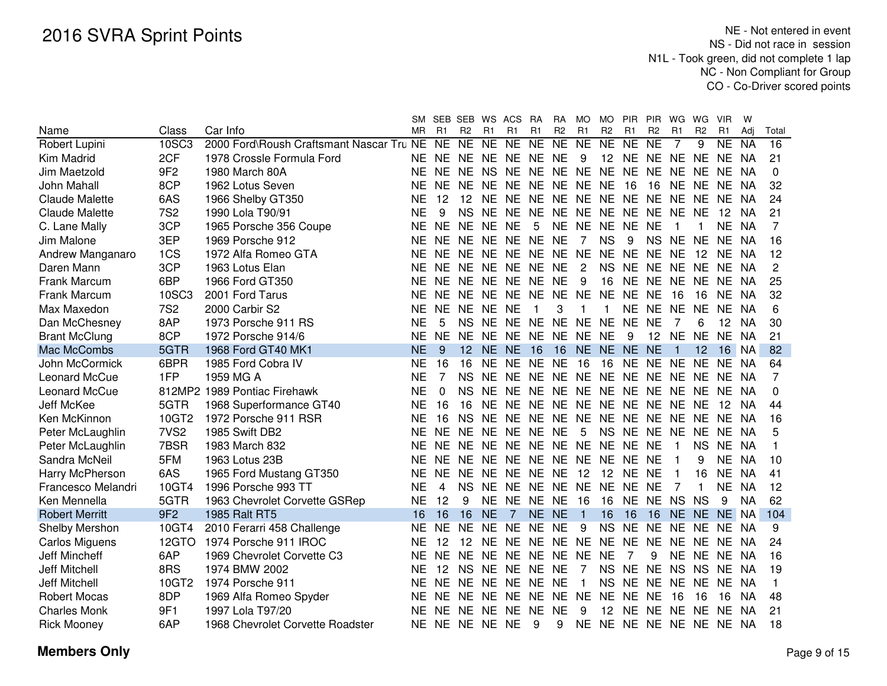# 2016 SVRA Sprint Points

NE - Not entered in event
NS - Did not race in session
N1L - Took green, did not complete 1 lap
NC - Non Compliant for Group
CO - Co-Driver scored points

| Name | Class | Car Info | SM MR | SEB R1 | SEB R2 | WS R1 | ACS R1 | RA R1 | RA R2 | MO R1 | MO R2 | PIR R1 | PIR R2 | WG R1 | WG R2 | VIR R1 | W Adj | Total |
|---|---|---|---|---|---|---|---|---|---|---|---|---|---|---|---|---|---|---|
| Robert Lupini | 10SC3 | 2000 Ford\Roush Craftsmant Nascar Tru | NE | NE | NE | NE | NE | NE | NE | NE | NE | NE | NE | 7 | 9 | NE | NA | 16 |
| Kim Madrid | 2CF | 1978 Crossle Formula Ford | NE | NE | NE | NE | NE | NE | NE | 9 | 12 | NE | NE | NE | NE | NE | NA | 21 |
| Jim Maetzold | 9F2 | 1980 March 80A | NE | NE | NE | NS | NE | NE | NE | NE | NE | NE | NE | NE | NE | NE | NA | 0 |
| John Mahall | 8CP | 1962 Lotus Seven | NE | NE | NE | NE | NE | NE | NE | NE | NE | 16 | 16 | NE | NE | NE | NA | 32 |
| Claude Malette | 6AS | 1966 Shelby GT350 | NE | 12 | 12 | NE | NE | NE | NE | NE | NE | NE | NE | NE | NE | NE | NA | 24 |
| Claude Malette | 7S2 | 1990 Lola T90/91 | NE | 9 | NS | NE | NE | NE | NE | NE | NE | NE | NE | NE | NE | 12 | NA | 21 |
| C. Lane Mally | 3CP | 1965 Porsche 356 Coupe | NE | NE | NE | NE | NE | 5 | NE | NE | NE | NE | NE | 1 | 1 | NE | NA | 7 |
| Jim Malone | 3EP | 1969 Porsche 912 | NE | NE | NE | NE | NE | NE | NE | 7 | NS | 9 | NS | NE | NE | NE | NA | 16 |
| Andrew Manganaro | 1CS | 1972 Alfa Romeo GTA | NE | NE | NE | NE | NE | NE | NE | NE | NE | NE | NE | NE | 12 | NE | NA | 12 |
| Daren Mann | 3CP | 1963 Lotus Elan | NE | NE | NE | NE | NE | NE | NE | 2 | NS | NE | NE | NE | NE | NE | NA | 2 |
| Frank Marcum | 6BP | 1966 Ford GT350 | NE | NE | NE | NE | NE | NE | NE | 9 | 16 | NE | NE | NE | NE | NE | NA | 25 |
| Frank Marcum | 10SC3 | 2001 Ford Tarus | NE | NE | NE | NE | NE | NE | NE | NE | NE | NE | NE | 16 | 16 | NE | NA | 32 |
| Max Maxedon | 7S2 | 2000 Carbir S2 | NE | NE | NE | NE | NE | 1 | 3 | 1 | 1 | NE | NE | NE | NE | NE | NA | 6 |
| Dan McChesney | 8AP | 1973 Porsche 911 RS | NE | 5 | NS | NE | NE | NE | NE | NE | NE | NE | NE | 7 | 6 | 12 | NA | 30 |
| Brant McClung | 8CP | 1972 Porsche 914/6 | NE | NE | NE | NE | NE | NE | NE | NE | NE | 9 | 12 | NE | NE | NE | NA | 21 |
| Mac McCombs | 5GTR | 1968 Ford GT40 MK1 | NE | 9 | 12 | NE | NE | 16 | 16 | NE | NE | NE | NE | 1 | 12 | 16 | NA | 82 |
| John McCormick | 6BPR | 1985 Ford Cobra IV | NE | 16 | 16 | NE | NE | NE | NE | 16 | 16 | NE | NE | NE | NE | NE | NA | 64 |
| Leonard McCue | 1FP | 1959 MG A | NE | 7 | NS | NE | NE | NE | NE | NE | NE | NE | NE | NE | NE | NE | NA | 7 |
| Leonard McCue | 812MP2 | 1989 Pontiac Firehawk | NE | 0 | NS | NE | NE | NE | NE | NE | NE | NE | NE | NE | NE | NE | NA | 0 |
| Jeff McKee | 5GTR | 1968 Superformance GT40 | NE | 16 | 16 | NE | NE | NE | NE | NE | NE | NE | NE | NE | NE | 12 | NA | 44 |
| Ken McKinnon | 10GT2 | 1972 Porsche 911 RSR | NE | 16 | NS | NE | NE | NE | NE | NE | NE | NE | NE | NE | NE | NE | NA | 16 |
| Peter McLaughlin | 7VS2 | 1985 Swift DB2 | NE | NE | NE | NE | NE | NE | NE | 5 | NS | NE | NE | NE | NE | NE | NA | 5 |
| Peter McLaughlin | 7BSR | 1983 March 832 | NE | NE | NE | NE | NE | NE | NE | NE | NE | NE | NE | 1 | NS | NE | NA | 1 |
| Sandra McNeil | 5FM | 1963 Lotus 23B | NE | NE | NE | NE | NE | NE | NE | NE | NE | NE | NE | 1 | 9 | NE | NA | 10 |
| Harry McPherson | 6AS | 1965 Ford Mustang GT350 | NE | NE | NE | NE | NE | NE | NE | 12 | 12 | NE | NE | 1 | 16 | NE | NA | 41 |
| Francesco Melandri | 10GT4 | 1996 Porsche 993 TT | NE | 4 | NS | NE | NE | NE | NE | NE | NE | NE | NE | 7 | 1 | NE | NA | 12 |
| Ken Mennella | 5GTR | 1963 Chevrolet Corvette GSRep | NE | 12 | 9 | NE | NE | NE | NE | 16 | 16 | NE | NE | NS | NS | 9 | NA | 62 |
| Robert Merritt | 9F2 | 1985 Ralt RT5 | 16 | 16 | 16 | NE | 7 | NE | NE | 1 | 16 | 16 | 16 | NE | NE | NE | NA | 104 |
| Shelby Mershon | 10GT4 | 2010 Ferarri 458 Challenge | NE | NE | NE | NE | NE | NE | NE | 9 | NS | NE | NE | NE | NE | NE | NA | 9 |
| Carlos Miguens | 12GTO | 1974 Porsche 911 IROC | NE | 12 | 12 | NE | NE | NE | NE | NE | NE | NE | NE | NE | NE | NE | NA | 24 |
| Jeff Mincheff | 6AP | 1969 Chevrolet Corvette C3 | NE | NE | NE | NE | NE | NE | NE | NE | NE | 7 | 9 | NE | NE | NE | NA | 16 |
| Jeff Mitchell | 8RS | 1974 BMW 2002 | NE | 12 | NS | NE | NE | NE | NE | 7 | NS | NE | NE | NS | NS | NE | NA | 19 |
| Jeff Mitchell | 10GT2 | 1974 Porsche 911 | NE | NE | NE | NE | NE | NE | NE | 1 | NS | NE | NE | NE | NE | NE | NA | 1 |
| Robert Mocas | 8DP | 1969 Alfa Romeo Spyder | NE | NE | NE | NE | NE | NE | NE | NE | NE | NE | NE | 16 | 16 | 16 | NA | 48 |
| Charles Monk | 9F1 | 1997 Lola T97/20 | NE | NE | NE | NE | NE | NE | NE | 9 | 12 | NE | NE | NE | NE | NE | NA | 21 |
| Rick Mooney | 6AP | 1968 Chevrolet Corvette Roadster | NE | NE | NE | NE | NE | 9 | 9 | NE | NE | NE | NE | NE | NE | NE | NA | 18 |

**Members Only**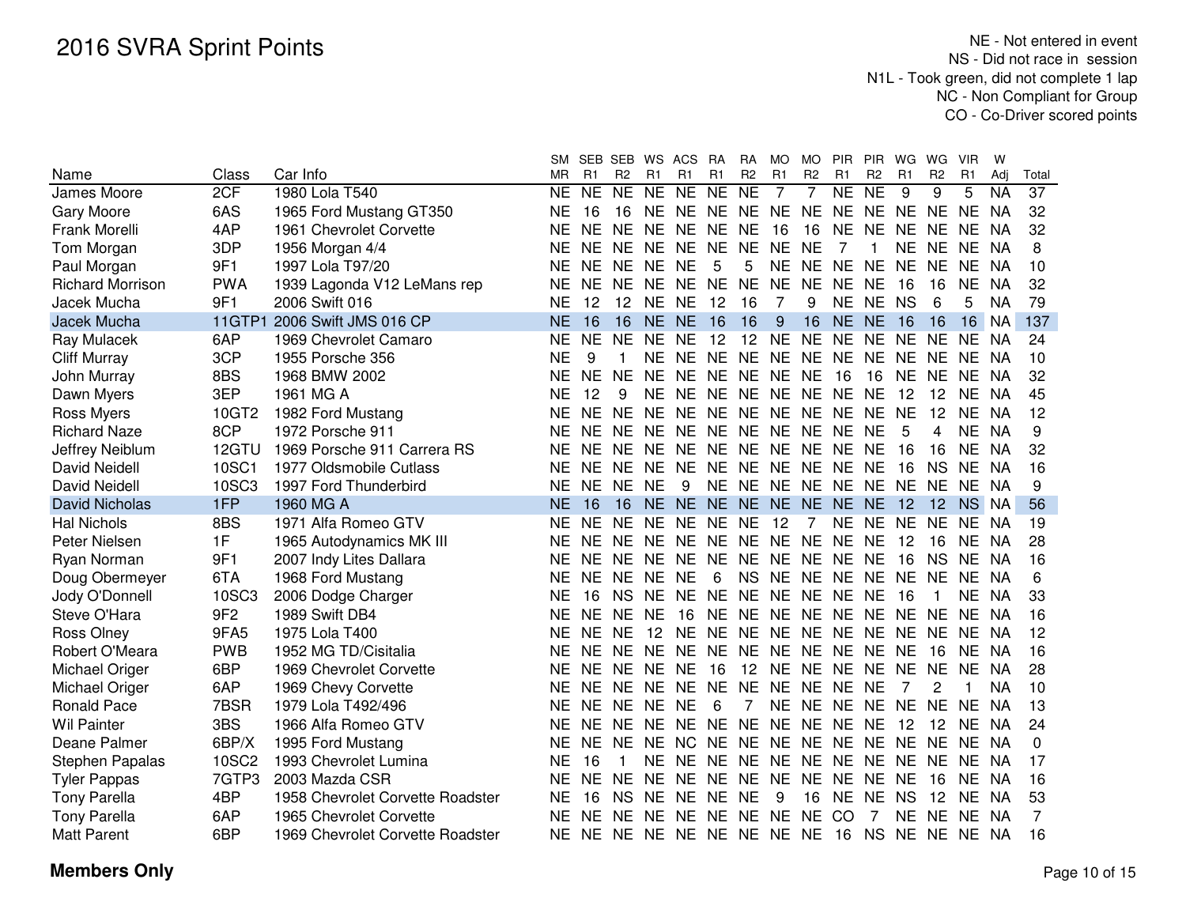# 2016 SVRA Sprint Points

NE - Not entered in event
NS - Did not race in session
N1L - Took green, did not complete 1 lap
NC - Non Compliant for Group
CO - Co-Driver scored points

| Name | Class | Car Info | SM MR | SEB R1 | SEB R2 | WS R1 | ACS R1 | RA R1 | RA R2 | MO R1 | MO R2 | PIR R1 | PIR R2 | WG R1 | WG R2 | VIR R1 | W Adj | Total |
|---|---|---|---|---|---|---|---|---|---|---|---|---|---|---|---|---|---|---|
| James Moore | 2CF | 1980 Lola T540 | NE | NE | NE | NE | NE | NE | NE | 7 | 7 | NE | NE | 9 | 9 | 5 | NA | 37 |
| Gary Moore | 6AS | 1965 Ford Mustang GT350 | NE | 16 | 16 | NE | NE | NE | NE | NE | NE | NE | NE | NE | NE | NE | NA | 32 |
| Frank Morelli | 4AP | 1961 Chevrolet Corvette | NE | NE | NE | NE | NE | NE | NE | 16 | 16 | NE | NE | NE | NE | NE | NA | 32 |
| Tom Morgan | 3DP | 1956 Morgan 4/4 | NE | NE | NE | NE | NE | NE | NE | NE | NE | 7 | 1 | NE | NE | NE | NA | 8 |
| Paul Morgan | 9F1 | 1997 Lola T97/20 | NE | NE | NE | NE | NE | 5 | 5 | NE | NE | NE | NE | NE | NE | NE | NA | 10 |
| Richard Morrison | PWA | 1939 Lagonda V12 LeMans rep | NE | NE | NE | NE | NE | NE | NE | NE | NE | NE | NE | 16 | 16 | NE | NA | 32 |
| Jacek Mucha | 9F1 | 2006 Swift 016 | NE | 12 | 12 | NE | NE | 12 | 16 | 7 | 9 | NE | NE | NS | 6 | 5 | NA | 79 |
| Jacek Mucha | 11GTP1 | 2006 Swift JMS 016 CP | NE | 16 | 16 | NE | NE | 16 | 16 | 9 | 16 | NE | NE | 16 | 16 | 16 | NA | 137 |
| Ray Mulacek | 6AP | 1969 Chevrolet Camaro | NE | NE | NE | NE | NE | 12 | 12 | NE | NE | NE | NE | NE | NE | NE | NA | 24 |
| Cliff Murray | 3CP | 1955 Porsche 356 | NE | 9 | 1 | NE | NE | NE | NE | NE | NE | NE | NE | NE | NE | NE | NA | 10 |
| John Murray | 8BS | 1968 BMW 2002 | NE | NE | NE | NE | NE | NE | NE | NE | NE | 16 | 16 | NE | NE | NE | NA | 32 |
| Dawn Myers | 3EP | 1961 MG A | NE | 12 | 9 | NE | NE | NE | NE | NE | NE | NE | NE | 12 | 12 | NE | NA | 45 |
| Ross Myers | 10GT2 | 1982 Ford Mustang | NE | NE | NE | NE | NE | NE | NE | NE | NE | NE | NE | NE | 12 | NE | NA | 12 |
| Richard Naze | 8CP | 1972 Porsche 911 | NE | NE | NE | NE | NE | NE | NE | NE | NE | NE | NE | 5 | 4 | NE | NA | 9 |
| Jeffrey Neiblum | 12GTU | 1969 Porsche 911 Carrera RS | NE | NE | NE | NE | NE | NE | NE | NE | NE | NE | NE | 16 | 16 | NE | NA | 32 |
| David Neidell | 10SC1 | 1977 Oldsmobile Cutlass | NE | NE | NE | NE | NE | NE | NE | NE | NE | NE | NE | 16 | NS | NE | NA | 16 |
| David Neidell | 10SC3 | 1997 Ford Thunderbird | NE | NE | NE | NE | 9 | NE | NE | NE | NE | NE | NE | NE | NE | NE | NA | 9 |
| David Nicholas | 1FP | 1960 MG A | NE | 16 | 16 | NE | NE | NE | NE | NE | NE | NE | NE | 12 | 12 | NS | NA | 56 |
| Hal Nichols | 8BS | 1971 Alfa Romeo GTV | NE | NE | NE | NE | NE | NE | NE | 12 | 7 | NE | NE | NE | NE | NE | NA | 19 |
| Peter Nielsen | 1F | 1965 Autodynamics MK III | NE | NE | NE | NE | NE | NE | NE | NE | NE | NE | NE | 12 | 16 | NE | NA | 28 |
| Ryan Norman | 9F1 | 2007 Indy Lites Dallara | NE | NE | NE | NE | NE | NE | NE | NE | NE | NE | NE | 16 | NS | NE | NA | 16 |
| Doug Obermeyer | 6TA | 1968 Ford Mustang | NE | NE | NE | NE | NE | 6 | NS | NE | NE | NE | NE | NE | NE | NE | NA | 6 |
| Jody O'Donnell | 10SC3 | 2006 Dodge Charger | NE | 16 | NS | NE | NE | NE | NE | NE | NE | NE | NE | 16 | 1 | NE | NA | 33 |
| Steve O'Hara | 9F2 | 1989 Swift DB4 | NE | NE | NE | NE | 16 | NE | NE | NE | NE | NE | NE | NE | NE | NE | NA | 16 |
| Ross Olney | 9FA5 | 1975 Lola T400 | NE | NE | NE | 12 | NE | NE | NE | NE | NE | NE | NE | NE | NE | NE | NA | 12 |
| Robert O'Meara | PWB | 1952 MG TD/Cisitalia | NE | NE | NE | NE | NE | NE | NE | NE | NE | NE | NE | NE | 16 | NE | NA | 16 |
| Michael Origer | 6BP | 1969 Chevrolet Corvette | NE | NE | NE | NE | NE | 16 | 12 | NE | NE | NE | NE | NE | NE | NE | NA | 28 |
| Michael Origer | 6AP | 1969 Chevy Corvette | NE | NE | NE | NE | NE | NE | NE | NE | NE | NE | NE | 7 | 2 | 1 | NA | 10 |
| Ronald Pace | 7BSR | 1979 Lola T492/496 | NE | NE | NE | NE | NE | 6 | 7 | NE | NE | NE | NE | NE | NE | NE | NA | 13 |
| Wil Painter | 3BS | 1966 Alfa Romeo GTV | NE | NE | NE | NE | NE | NE | NE | NE | NE | NE | NE | 12 | 12 | NE | NA | 24 |
| Deane Palmer | 6BP/X | 1995 Ford Mustang | NE | NE | NE | NE | NC | NE | NE | NE | NE | NE | NE | NE | NE | NE | NA | 0 |
| Stephen Papalas | 10SC2 | 1993 Chevrolet Lumina | NE | 16 | 1 | NE | NE | NE | NE | NE | NE | NE | NE | NE | NE | NE | NA | 17 |
| Tyler Pappas | 7GTP3 | 2003 Mazda CSR | NE | NE | NE | NE | NE | NE | NE | NE | NE | NE | NE | NE | 16 | NE | NA | 16 |
| Tony Parella | 4BP | 1958 Chevrolet Corvette Roadster | NE | 16 | NS | NE | NE | NE | NE | 9 | 16 | NE | NE | NS | 12 | NE | NA | 53 |
| Tony Parella | 6AP | 1965 Chevrolet Corvette | NE | NE | NE | NE | NE | NE | NE | NE | NE | CO | 7 | NE | NE | NE | NA | 7 |
| Matt Parent | 6BP | 1969 Chevrolet Corvette Roadster | NE | NE | NE | NE | NE | NE | NE | NE | NE | 16 | NS | NE | NE | NE | NA | 16 |

**Members Only**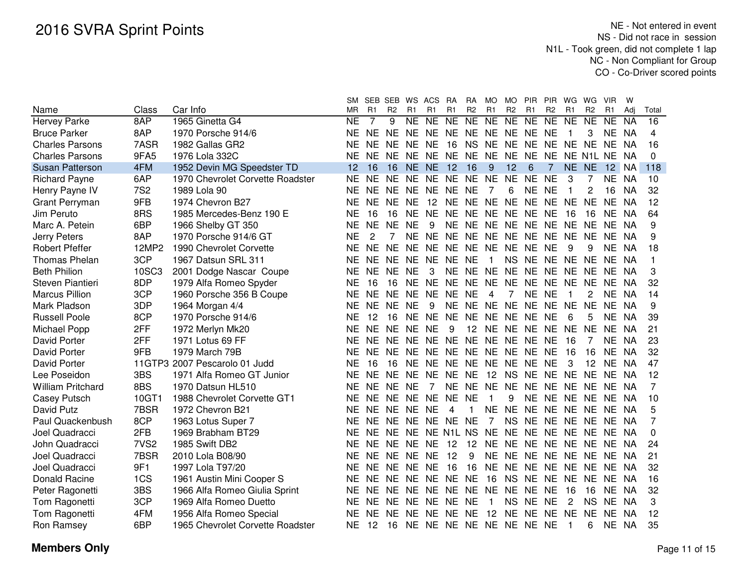# 2016 SVRA Sprint Points

NE - Not entered in event
NS - Did not race in session
N1L - Took green, did not complete 1 lap
NC - Non Compliant for Group
CO - Co-Driver scored points

| Name | Class | Car Info | SM MR | SEB R1 | SEB R2 | WS R1 | ACS R1 | RA R1 | RA R2 | MO R1 | MO R2 | PIR R1 | PIR R2 | WG R1 | WG R2 | VIR R1 | W Adj | Total |
|---|---|---|---|---|---|---|---|---|---|---|---|---|---|---|---|---|---|---|
| Hervey Parke | 8AP | 1965 Ginetta G4 | NE | 7 | 9 | NE | NE | NE | NE | NE | NE | NE | NE | NE | NE | NE | NA | 16 |
| Bruce Parker | 8AP | 1970 Porsche 914/6 | NE | NE | NE | NE | NE | NE | NE | NE | NE | NE | NE | 1 | 3 | NE | NA | 4 |
| Charles Parsons | 7ASR | 1982 Gallas GR2 | NE | NE | NE | NE | NE | 16 | NS | NE | NE | NE | NE | NE | NE | NE | NA | 16 |
| Charles Parsons | 9FA5 | 1976 Lola 332C | NE | NE | NE | NE | NE | NE | NE | NE | NE | NE | NE | NE | N1L | NE | NA | 0 |
| Susan Patterson | 4FM | 1952 Devin MG Speedster TD | 12 | 16 | 16 | NE | NE | 12 | 16 | 9 | 12 | 6 | 7 | NE | NE | 12 | NA | 118 |
| Richard Payne | 6AP | 1970 Chevrolet Corvette Roadster | NE | NE | NE | NE | NE | NE | NE | NE | NE | NE | NE | 3 | 7 | NE | NA | 10 |
| Henry Payne IV | 7S2 | 1989 Lola 90 | NE | NE | NE | NE | NE | NE | NE | 7 | 6 | NE | NE | 1 | 2 | 16 | NA | 32 |
| Grant Perryman | 9FB | 1974 Chevron B27 | NE | NE | NE | NE | 12 | NE | NE | NE | NE | NE | NE | NE | NE | NE | NA | 12 |
| Jim Peruto | 8RS | 1985 Mercedes-Benz 190 E | NE | 16 | 16 | NE | NE | NE | NE | NE | NE | NE | NE | 16 | 16 | NE | NA | 64 |
| Marc A. Petein | 6BP | 1966 Shelby GT 350 | NE | NE | NE | NE | 9 | NE | NE | NE | NE | NE | NE | NE | NE | NE | NA | 9 |
| Jerry Peters | 8AP | 1970 Porsche 914/6 GT | NE | 2 | 7 | NE | NE | NE | NE | NE | NE | NE | NE | NE | NE | NE | NA | 9 |
| Robert Pfeffer | 12MP2 | 1990 Chevrolet Corvette | NE | NE | NE | NE | NE | NE | NE | NE | NE | NE | NE | 9 | 9 | NE | NA | 18 |
| Thomas Phelan | 3CP | 1967 Datsun SRL 311 | NE | NE | NE | NE | NE | NE | NE | 1 | NS | NE | NE | NE | NE | NE | NA | 1 |
| Beth Philion | 10SC3 | 2001 Dodge Nascar Coupe | NE | NE | NE | NE | 3 | NE | NE | NE | NE | NE | NE | NE | NE | NE | NA | 3 |
| Steven Piantieri | 8DP | 1979 Alfa Romeo Spyder | NE | 16 | 16 | NE | NE | NE | NE | NE | NE | NE | NE | NE | NE | NE | NA | 32 |
| Marcus Pillion | 3CP | 1960 Porsche 356 B Coupe | NE | NE | NE | NE | NE | NE | NE | 4 | 7 | NE | NE | 1 | 2 | NE | NA | 14 |
| Mark Pladson | 3DP | 1964 Morgan 4/4 | NE | NE | NE | NE | 9 | NE | NE | NE | NE | NE | NE | NE | NE | NE | NA | 9 |
| Russell Poole | 8CP | 1970 Porsche 914/6 | NE | 12 | 16 | NE | NE | NE | NE | NE | NE | NE | NE | 6 | 5 | NE | NA | 39 |
| Michael Popp | 2FF | 1972 Merlyn Mk20 | NE | NE | NE | NE | NE | 9 | 12 | NE | NE | NE | NE | NE | NE | NE | NA | 21 |
| David Porter | 2FF | 1971 Lotus 69 FF | NE | NE | NE | NE | NE | NE | NE | NE | NE | NE | NE | 16 | 7 | NE | NA | 23 |
| David Porter | 9FB | 1979 March 79B | NE | NE | NE | NE | NE | NE | NE | NE | NE | NE | NE | 16 | 16 | NE | NA | 32 |
| David Porter | 11GTP3 | 2007 Pescarolo 01 Judd | NE | 16 | 16 | NE | NE | NE | NE | NE | NE | NE | NE | 3 | 12 | NE | NA | 47 |
| Lee Poseidon | 3BS | 1971 Alfa Romeo GT Junior | NE | NE | NE | NE | NE | NE | NE | 12 | NS | NE | NE | NE | NE | NE | NA | 12 |
| William Pritchard | 8BS | 1970 Datsun HL510 | NE | NE | NE | NE | 7 | NE | NE | NE | NE | NE | NE | NE | NE | NE | NA | 7 |
| Casey Putsch | 10GT1 | 1988 Chevrolet Corvette GT1 | NE | NE | NE | NE | NE | NE | NE | 1 | 9 | NE | NE | NE | NE | NE | NA | 10 |
| David Putz | 7BSR | 1972 Chevron B21 | NE | NE | NE | NE | NE | 4 | 1 | NE | NE | NE | NE | NE | NE | NE | NA | 5 |
| Paul Quackenbush | 8CP | 1963 Lotus Super 7 | NE | NE | NE | NE | NE | NE | NE | 7 | NS | NE | NE | NE | NE | NE | NA | 7 |
| Joel Quadracci | 2FB | 1969 Brabham BT29 | NE | NE | NE | NE | NE | N1L | NS | NE | NE | NE | NE | NE | NE | NE | NA | 0 |
| John Quadracci | 7VS2 | 1985 Swift DB2 | NE | NE | NE | NE | NE | 12 | 12 | NE | NE | NE | NE | NE | NE | NE | NA | 24 |
| Joel Quadracci | 7BSR | 2010 Lola B08/90 | NE | NE | NE | NE | NE | 12 | 9 | NE | NE | NE | NE | NE | NE | NE | NA | 21 |
| Joel Quadracci | 9F1 | 1997 Lola T97/20 | NE | NE | NE | NE | NE | 16 | 16 | NE | NE | NE | NE | NE | NE | NE | NA | 32 |
| Donald Racine | 1CS | 1961 Austin Mini Cooper S | NE | NE | NE | NE | NE | NE | NE | 16 | NS | NE | NE | NE | NE | NE | NA | 16 |
| Peter Ragonetti | 3BS | 1966 Alfa Romeo Giulia Sprint | NE | NE | NE | NE | NE | NE | NE | NE | NE | NE | NE | 16 | 16 | NE | NA | 32 |
| Tom Ragonetti | 3CP | 1969 Alfa Romeo Duetto | NE | NE | NE | NE | NE | NE | NE | 1 | NS | NE | NE | 2 | NS | NE | NA | 3 |
| Tom Ragonetti | 4FM | 1956 Alfa Romeo Special | NE | NE | NE | NE | NE | NE | NE | 12 | NE | NE | NE | NE | NE | NE | NA | 12 |
| Ron Ramsey | 6BP | 1965 Chevrolet Corvette Roadster | NE | 12 | 16 | NE | NE | NE | NE | NE | NE | NE | NE | 1 | 6 | NE | NA | 35 |

**Members Only**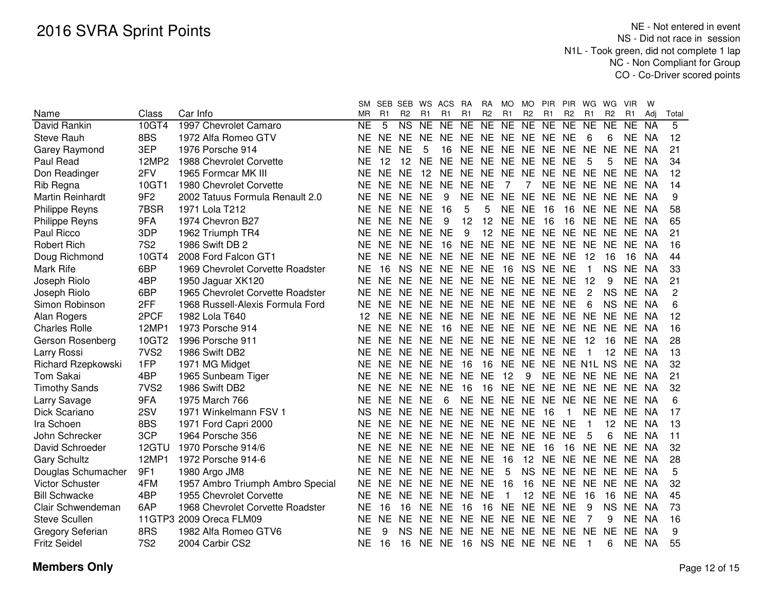# 2016 SVRA Sprint Points

NE - Not entered in event
NS - Did not race in session
N1L - Took green, did not complete 1 lap
NC - Non Compliant for Group
CO - Co-Driver scored points

| Name | Class | Car Info | SM MR | SEB R1 | SEB R2 | WS R1 | ACS R1 | RA R1 | RA R2 | MO R1 | MO R2 | PIR R1 | PIR R2 | WG R1 | WG R2 | VIR R1 | W Adj | Total |
|---|---|---|---|---|---|---|---|---|---|---|---|---|---|---|---|---|---|---|
| David Rankin | 10GT4 | 1997 Chevrolet Camaro | NE | 5 | NS | NE | NE | NE | NE | NE | NE | NE | NE | NE | NE | NE | NA | 5 |
| Steve Rauh | 8BS | 1972 Alfa Romeo GTV | NE | NE | NE | NE | NE | NE | NE | NE | NE | NE | NE | 6 | 6 | NE | NA | 12 |
| Garey Raymond | 3EP | 1976 Porsche 914 | NE | NE | NE | 5 | 16 | NE | NE | NE | NE | NE | NE | NE | NE | NE | NA | 21 |
| Paul Read | 12MP2 | 1988 Chevrolet Corvette | NE | 12 | 12 | NE | NE | NE | NE | NE | NE | NE | NE | 5 | 5 | NE | NA | 34 |
| Don Readinger | 2FV | 1965 Formcar MK III | NE | NE | NE | 12 | NE | NE | NE | NE | NE | NE | NE | NE | NE | NE | NA | 12 |
| Rib Regna | 10GT1 | 1980 Chevrolet Corvette | NE | NE | NE | NE | NE | NE | NE | 7 | 7 | NE | NE | NE | NE | NE | NA | 14 |
| Martin Reinhardt | 9F2 | 2002 Tatuus Formula Renault 2.0 | NE | NE | NE | NE | 9 | NE | NE | NE | NE | NE | NE | NE | NE | NE | NA | 9 |
| Philippe Reyns | 7BSR | 1971 Lola T212 | NE | NE | NE | NE | 16 | 5 | 5 | NE | NE | 16 | 16 | NE | NE | NE | NA | 58 |
| Philippe Reyns | 9FA | 1974 Chevron B27 | NE | NE | NE | NE | 9 | 12 | 12 | NE | NE | 16 | 16 | NE | NE | NE | NA | 65 |
| Paul Ricco | 3DP | 1962 Triumph TR4 | NE | NE | NE | NE | NE | 9 | 12 | NE | NE | NE | NE | NE | NE | NE | NA | 21 |
| Robert Rich | 7S2 | 1986 Swift DB 2 | NE | NE | NE | NE | 16 | NE | NE | NE | NE | NE | NE | NE | NE | NE | NA | 16 |
| Doug Richmond | 10GT4 | 2008 Ford Falcon GT1 | NE | NE | NE | NE | NE | NE | NE | NE | NE | NE | NE | 12 | 16 | 16 | NA | 44 |
| Mark Rife | 6BP | 1969 Chevrolet Corvette Roadster | NE | 16 | NS | NE | NE | NE | NE | 16 | NS | NE | NE | 1 | NS | NE | NA | 33 |
| Joseph Riolo | 4BP | 1950 Jaguar XK120 | NE | NE | NE | NE | NE | NE | NE | NE | NE | NE | NE | 12 | 9 | NE | NA | 21 |
| Joseph Riolo | 6BP | 1965 Chevrolet Corvette Roadster | NE | NE | NE | NE | NE | NE | NE | NE | NE | NE | NE | 2 | NS | NE | NA | 2 |
| Simon Robinson | 2FF | 1968 Russell-Alexis Formula Ford | NE | NE | NE | NE | NE | NE | NE | NE | NE | NE | NE | 6 | NS | NE | NA | 6 |
| Alan Rogers | 2PCF | 1982 Lola T640 | 12 | NE | NE | NE | NE | NE | NE | NE | NE | NE | NE | NE | NE | NE | NA | 12 |
| Charles Rolle | 12MP1 | 1973 Porsche 914 | NE | NE | NE | NE | 16 | NE | NE | NE | NE | NE | NE | NE | NE | NE | NA | 16 |
| Gerson Rosenberg | 10GT2 | 1996 Porsche 911 | NE | NE | NE | NE | NE | NE | NE | NE | NE | NE | NE | 12 | 16 | NE | NA | 28 |
| Larry Rossi | 7VS2 | 1986 Swift DB2 | NE | NE | NE | NE | NE | NE | NE | NE | NE | NE | NE | 1 | 12 | NE | NA | 13 |
| Richard Rzepkowski | 1FP | 1971 MG Midget | NE | NE | NE | NE | NE | 16 | 16 | NE | NE | NE | NE | N1L | NS | NE | NA | 32 |
| Tom Sakai | 4BP | 1965 Sunbeam Tiger | NE | NE | NE | NE | NE | NE | NE | 12 | 9 | NE | NE | NE | NE | NE | NA | 21 |
| Timothy Sands | 7VS2 | 1986 Swift DB2 | NE | NE | NE | NE | NE | 16 | 16 | NE | NE | NE | NE | NE | NE | NE | NA | 32 |
| Larry Savage | 9FA | 1975 March 766 | NE | NE | NE | NE | 6 | NE | NE | NE | NE | NE | NE | NE | NE | NE | NA | 6 |
| Dick Scariano | 2SV | 1971 Winkelmann FSV 1 | NS | NE | NE | NE | NE | NE | NE | NE | NE | 16 | 1 | NE | NE | NE | NA | 17 |
| Ira Schoen | 8BS | 1971 Ford Capri 2000 | NE | NE | NE | NE | NE | NE | NE | NE | NE | NE | NE | 1 | 12 | NE | NA | 13 |
| John Schrecker | 3CP | 1964 Porsche 356 | NE | NE | NE | NE | NE | NE | NE | NE | NE | NE | NE | 5 | 6 | NE | NA | 11 |
| David Schroeder | 12GTU | 1970 Porsche 914/6 | NE | NE | NE | NE | NE | NE | NE | NE | NE | 16 | 16 | NE | NE | NE | NA | 32 |
| Gary Schultz | 12MP1 | 1972 Porsche 914-6 | NE | NE | NE | NE | NE | NE | NE | 16 | 12 | NE | NE | NE | NE | NE | NA | 28 |
| Douglas Schumacher | 9F1 | 1980 Argo JM8 | NE | NE | NE | NE | NE | NE | NE | 5 | NS | NE | NE | NE | NE | NE | NA | 5 |
| Victor Schuster | 4FM | 1957 Ambro Triumph Ambro Special | NE | NE | NE | NE | NE | NE | NE | 16 | 16 | NE | NE | NE | NE | NE | NA | 32 |
| Bill Schwacke | 4BP | 1955 Chevrolet Corvette | NE | NE | NE | NE | NE | NE | NE | 1 | 12 | NE | NE | 16 | 16 | NE | NA | 45 |
| Clair Schwendeman | 6AP | 1968 Chevrolet Corvette Roadster | NE | 16 | 16 | NE | NE | 16 | 16 | NE | NE | NE | NE | 9 | NS | NE | NA | 73 |
| Steve Scullen | 11GTP3 | 2009 Oreca FLM09 | NE | NE | NE | NE | NE | NE | NE | NE | NE | NE | NE | 7 | 9 | NE | NA | 16 |
| Gregory Seferian | 8RS | 1982 Alfa Romeo GTV6 | NE | 9 | NS | NE | NE | NE | NE | NE | NE | NE | NE | NE | NE | NE | NA | 9 |
| Fritz Seidel | 7S2 | 2004 Carbir CS2 | NE | 16 | 16 | NE | NE | 16 | NS | NE | NE | NE | NE | 1 | 6 | NE | NA | 55 |

**Members Only**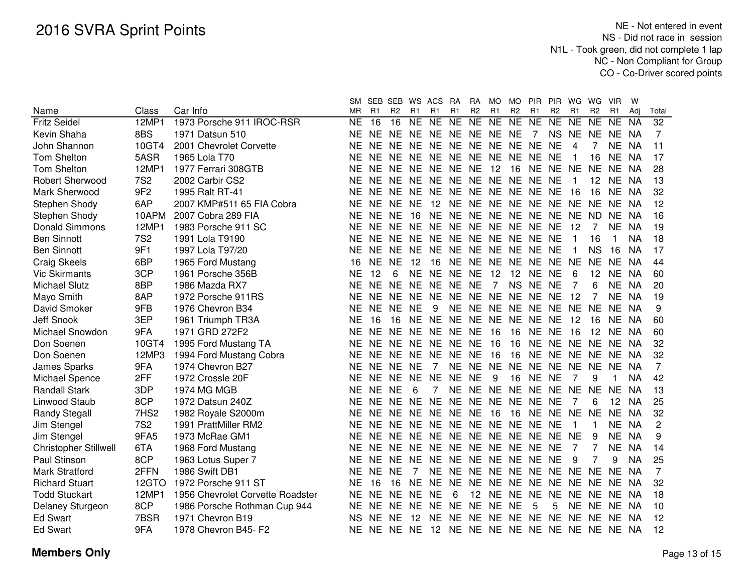# 2016 SVRA Sprint Points

NE - Not entered in event
NS - Did not race in session
N1L - Took green, did not complete 1 lap
NC - Non Compliant for Group
CO - Co-Driver scored points

| Name | Class | Car Info | SM MR | SEB R1 | SEB R2 | WS R1 | ACS R1 | RA R1 | RA R2 | MO R1 | MO R2 | PIR R1 | PIR R2 | WG R1 | WG R2 | VIR R1 | W Adj | Total |
|---|---|---|---|---|---|---|---|---|---|---|---|---|---|---|---|---|---|---|
| Fritz Seidel | 12MP1 | 1973 Porsche 911 IROC-RSR | NE | 16 | 16 | NE | NE | NE | NE | NE | NE | NE | NE | NE | NE | NE | NA | 32 |
| Kevin Shaha | 8BS | 1971 Datsun 510 | NE | NE | NE | NE | NE | NE | NE | NE | NE | 7 | NS | NE | NE | NE | NA | 7 |
| John Shannon | 10GT4 | 2001 Chevrolet Corvette | NE | NE | NE | NE | NE | NE | NE | NE | NE | NE | NE | 4 | 7 | NE | NA | 11 |
| Tom Shelton | 5ASR | 1965 Lola T70 | NE | NE | NE | NE | NE | NE | NE | NE | NE | NE | NE | 1 | 16 | NE | NA | 17 |
| Tom Shelton | 12MP1 | 1977 Ferrari 308GTB | NE | NE | NE | NE | NE | NE | NE | 12 | 16 | NE | NE | NE | NE | NE | NA | 28 |
| Robert Sherwood | 7S2 | 2002 Carbir CS2 | NE | NE | NE | NE | NE | NE | NE | NE | NE | NE | NE | 1 | 12 | NE | NA | 13 |
| Mark Sherwood | 9F2 | 1995 Ralt RT-41 | NE | NE | NE | NE | NE | NE | NE | NE | NE | NE | NE | 16 | 16 | NE | NA | 32 |
| Stephen Shody | 6AP | 2007 KMP#511 65 FIA Cobra | NE | NE | NE | NE | 12 | NE | NE | NE | NE | NE | NE | NE | NE | NE | NA | 12 |
| Stephen Shody | 10APM | 2007 Cobra 289 FIA | NE | NE | NE | 16 | NE | NE | NE | NE | NE | NE | NE | NE | ND | NE | NA | 16 |
| Donald Simmons | 12MP1 | 1983 Porsche 911 SC | NE | NE | NE | NE | NE | NE | NE | NE | NE | NE | NE | 12 | 7 | NE | NA | 19 |
| Ben Sinnott | 7S2 | 1991 Lola T9190 | NE | NE | NE | NE | NE | NE | NE | NE | NE | NE | NE | 1 | 16 | 1 | NA | 18 |
| Ben Sinnott | 9F1 | 1997 Lola T97/20 | NE | NE | NE | NE | NE | NE | NE | NE | NE | NE | NE | 1 | NS | 16 | NA | 17 |
| Craig Skeels | 6BP | 1965 Ford Mustang | 16 | NE | NE | 12 | 16 | NE | NE | NE | NE | NE | NE | NE | NE | NE | NA | 44 |
| Vic Skirmants | 3CP | 1961 Porsche 356B | NE | 12 | 6 | NE | NE | NE | NE | 12 | 12 | NE | NE | 6 | 12 | NE | NA | 60 |
| Michael Slutz | 8BP | 1986 Mazda RX7 | NE | NE | NE | NE | NE | NE | NE | 7 | NS | NE | NE | 7 | 6 | NE | NA | 20 |
| Mayo Smith | 8AP | 1972 Porsche 911RS | NE | NE | NE | NE | NE | NE | NE | NE | NE | NE | NE | 12 | 7 | NE | NA | 19 |
| David Smoker | 9FB | 1976 Chevron B34 | NE | NE | NE | NE | 9 | NE | NE | NE | NE | NE | NE | NE | NE | NE | NA | 9 |
| Jeff Snook | 3EP | 1961 Triumph TR3A | NE | 16 | 16 | NE | NE | NE | NE | NE | NE | NE | NE | 12 | 16 | NE | NA | 60 |
| Michael Snowdon | 9FA | 1971 GRD 272F2 | NE | NE | NE | NE | NE | NE | NE | 16 | 16 | NE | NE | 16 | 12 | NE | NA | 60 |
| Don Soenen | 10GT4 | 1995 Ford Mustang TA | NE | NE | NE | NE | NE | NE | NE | 16 | 16 | NE | NE | NE | NE | NE | NA | 32 |
| Don Soenen | 12MP3 | 1994 Ford Mustang Cobra | NE | NE | NE | NE | NE | NE | NE | 16 | 16 | NE | NE | NE | NE | NE | NA | 32 |
| James Sparks | 9FA | 1974 Chevron B27 | NE | NE | NE | NE | 7 | NE | NE | NE | NE | NE | NE | NE | NE | NE | NA | 7 |
| Michael Spence | 2FF | 1972 Crossle 20F | NE | NE | NE | NE | NE | NE | NE | 9 | 16 | NE | NE | 7 | 9 | 1 | NA | 42 |
| Randall Stark | 3DP | 1974 MG MGB | NE | NE | NE | 6 | 7 | NE | NE | NE | NE | NE | NE | NE | NE | NE | NA | 13 |
| Linwood Staub | 8CP | 1972 Datsun 240Z | NE | NE | NE | NE | NE | NE | NE | NE | NE | NE | NE | 7 | 6 | 12 | NA | 25 |
| Randy Stegall | 7HS2 | 1982 Royale S2000m | NE | NE | NE | NE | NE | NE | NE | 16 | 16 | NE | NE | NE | NE | NE | NA | 32 |
| Jim Stengel | 7S2 | 1991 PrattMiller RM2 | NE | NE | NE | NE | NE | NE | NE | NE | NE | NE | NE | 1 | 1 | NE | NA | 2 |
| Jim Stengel | 9FA5 | 1973 McRae GM1 | NE | NE | NE | NE | NE | NE | NE | NE | NE | NE | NE | NE | 9 | NE | NA | 9 |
| Christopher Stillwell | 6TA | 1968 Ford Mustang | NE | NE | NE | NE | NE | NE | NE | NE | NE | NE | NE | 7 | 7 | NE | NA | 14 |
| Paul Stinson | 8CP | 1963 Lotus Super 7 | NE | NE | NE | NE | NE | NE | NE | NE | NE | NE | NE | 9 | 7 | 9 | NA | 25 |
| Mark Stratford | 2FFN | 1986 Swift DB1 | NE | NE | NE | 7 | NE | NE | NE | NE | NE | NE | NE | NE | NE | NE | NA | 7 |
| Richard Stuart | 12GTO | 1972 Porsche 911 ST | NE | 16 | 16 | NE | NE | NE | NE | NE | NE | NE | NE | NE | NE | NE | NA | 32 |
| Todd Stuckart | 12MP1 | 1956 Chevrolet Corvette Roadster | NE | NE | NE | NE | NE | 6 | 12 | NE | NE | NE | NE | NE | NE | NE | NA | 18 |
| Delaney Sturgeon | 8CP | 1986 Porsche Rothman Cup 944 | NE | NE | NE | NE | NE | NE | NE | NE | NE | 5 | 5 | NE | NE | NE | NA | 10 |
| Ed Swart | 7BSR | 1971 Chevron B19 | NS | NE | NE | 12 | NE | NE | NE | NE | NE | NE | NE | NE | NE | NE | NA | 12 |
| Ed Swart | 9FA | 1978 Chevron B45- F2 | NE | NE | NE | NE | 12 | NE | NE | NE | NE | NE | NE | NE | NE | NE | NA | 12 |

**Members Only**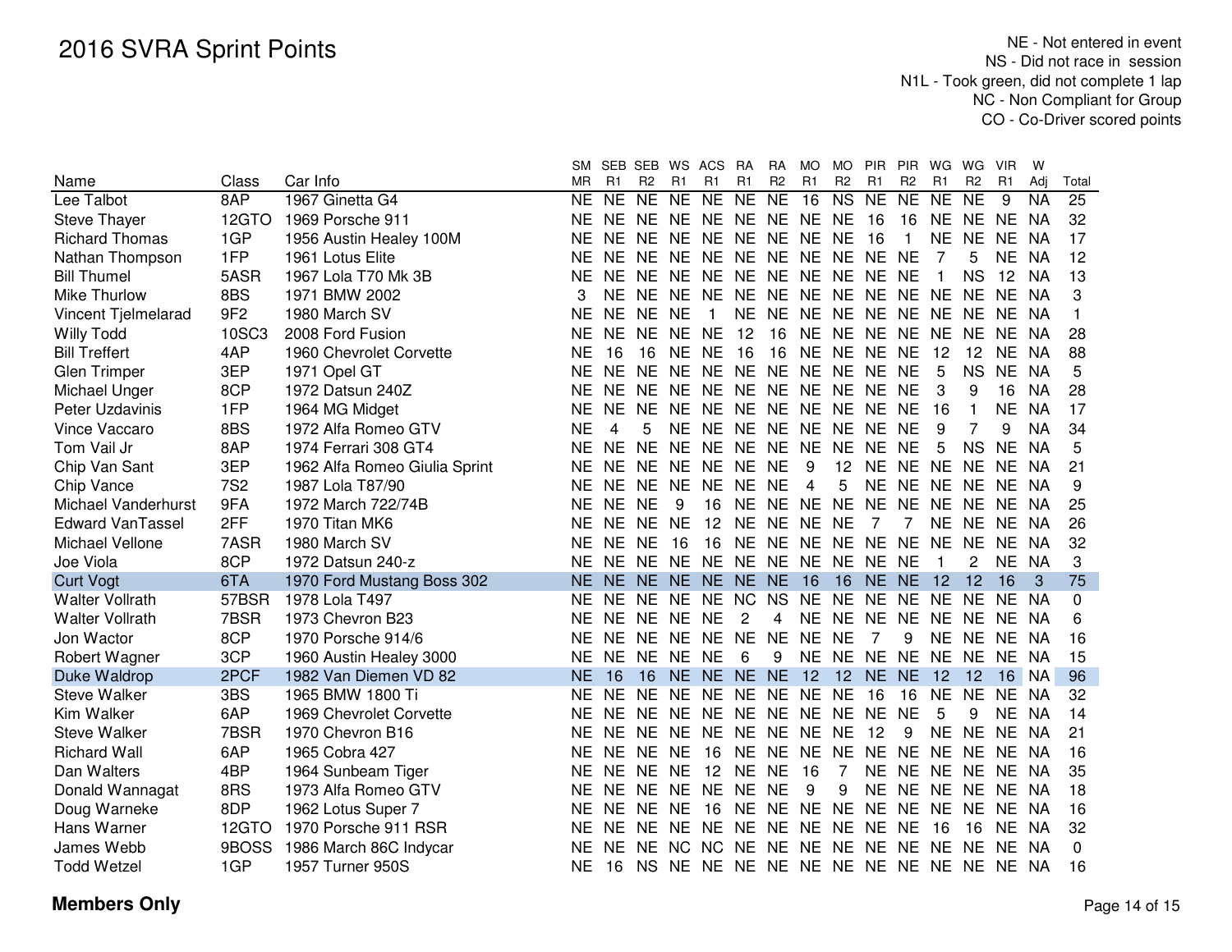# 2016 SVRA Sprint Points

NE - Not entered in event
NS - Did not race in session
N1L - Took green, did not complete 1 lap
NC - Non Compliant for Group
CO - Co-Driver scored points

| Name | Class | Car Info | SM MR | SEB R1 | SEB R2 | WS R1 | ACS R1 | RA R1 | RA R2 | MO R1 | MO R2 | PIR R1 | PIR R2 | WG R1 | WG R2 | VIR R1 | W Adj | Total |
|---|---|---|---|---|---|---|---|---|---|---|---|---|---|---|---|---|---|---|
| Lee Talbot | 8AP | 1967 Ginetta G4 | NE | NE | NE | NE | NE | NE | NE | 16 | NS | NE | NE | NE | NE | 9 | NA | 25 |
| Steve Thayer | 12GTO | 1969 Porsche 911 | NE | NE | NE | NE | NE | NE | NE | NE | NE | 16 | 16 | NE | NE | NE | NA | 32 |
| Richard Thomas | 1GP | 1956 Austin Healey 100M | NE | NE | NE | NE | NE | NE | NE | NE | NE | 16 | 1 | NE | NE | NE | NA | 17 |
| Nathan Thompson | 1FP | 1961 Lotus Elite | NE | NE | NE | NE | NE | NE | NE | NE | NE | NE | NE | 7 | 5 | NE | NA | 12 |
| Bill Thumel | 5ASR | 1967 Lola T70 Mk 3B | NE | NE | NE | NE | NE | NE | NE | NE | NE | NE | NE | 1 | NS | 12 | NA | 13 |
| Mike Thurlow | 8BS | 1971 BMW 2002 | 3 | NE | NE | NE | NE | NE | NE | NE | NE | NE | NE | NE | NE | NE | NA | 3 |
| Vincent Tjelmelarad | 9F2 | 1980 March SV | NE | NE | NE | NE | 1 | NE | NE | NE | NE | NE | NE | NE | NE | NE | NA | 1 |
| Willy Todd | 10SC3 | 2008 Ford Fusion | NE | NE | NE | NE | NE | 12 | 16 | NE | NE | NE | NE | NE | NE | NE | NA | 28 |
| Bill Treffert | 4AP | 1960 Chevrolet Corvette | NE | 16 | 16 | NE | NE | 16 | 16 | NE | NE | NE | NE | 12 | 12 | NE | NA | 88 |
| Glen Trimper | 3EP | 1971 Opel GT | NE | NE | NE | NE | NE | NE | NE | NE | NE | NE | NE | 5 | NS | NE | NA | 5 |
| Michael Unger | 8CP | 1972 Datsun 240Z | NE | NE | NE | NE | NE | NE | NE | NE | NE | NE | NE | 3 | 9 | 16 | NA | 28 |
| Peter Uzdavinis | 1FP | 1964 MG Midget | NE | NE | NE | NE | NE | NE | NE | NE | NE | NE | NE | 16 | 1 | NE | NA | 17 |
| Vince Vaccaro | 8BS | 1972 Alfa Romeo GTV | NE | 4 | 5 | NE | NE | NE | NE | NE | NE | NE | NE | 9 | 7 | 9 | NA | 34 |
| Tom Vail Jr | 8AP | 1974 Ferrari 308 GT4 | NE | NE | NE | NE | NE | NE | NE | NE | NE | NE | NE | 5 | NS | NE | NA | 5 |
| Chip Van Sant | 3EP | 1962 Alfa Romeo Giulia Sprint | NE | NE | NE | NE | NE | NE | NE | 9 | 12 | NE | NE | NE | NE | NE | NA | 21 |
| Chip Vance | 7S2 | 1987 Lola T87/90 | NE | NE | NE | NE | NE | NE | NE | 4 | 5 | NE | NE | NE | NE | NE | NA | 9 |
| Michael Vanderhurst | 9FA | 1972 March 722/74B | NE | NE | NE | 9 | 16 | NE | NE | NE | NE | NE | NE | NE | NE | NE | NA | 25 |
| Edward VanTassel | 2FF | 1970 Titan MK6 | NE | NE | NE | NE | 12 | NE | NE | NE | NE | 7 | 7 | NE | NE | NE | NA | 26 |
| Michael Vellone | 7ASR | 1980 March SV | NE | NE | NE | 16 | 16 | NE | NE | NE | NE | NE | NE | NE | NE | NE | NA | 32 |
| Joe Viola | 8CP | 1972 Datsun 240-z | NE | NE | NE | NE | NE | NE | NE | NE | NE | NE | NE | 1 | 2 | NE | NA | 3 |
| Curt Vogt | 6TA | 1970 Ford Mustang Boss 302 | NE | NE | NE | NE | NE | NE | NE | 16 | 16 | NE | NE | 12 | 12 | 16 | 3 | 75 |
| Walter Vollrath | 57BSR | 1978 Lola T497 | NE | NE | NE | NE | NE | NE | NC | NS | NE | NE | NE | NE | NE | NE | NA | 0 |
| Walter Vollrath | 7BSR | 1973 Chevron B23 | NE | NE | NE | NE | NE | 2 | 4 | NE | NE | NE | NE | NE | NE | NE | NA | 6 |
| Jon Wactor | 8CP | 1970 Porsche 914/6 | NE | NE | NE | NE | NE | NE | NE | NE | NE | 7 | 9 | NE | NE | NE | NA | 16 |
| Robert Wagner | 3CP | 1960 Austin Healey 3000 | NE | NE | NE | NE | NE | 6 | 9 | NE | NE | NE | NE | NE | NE | NE | NA | 15 |
| Duke Waldrop | 2PCF | 1982 Van Diemen VD 82 | NE | 16 | 16 | NE | NE | NE | NE | 12 | 12 | NE | NE | 12 | 12 | 16 | NA | 96 |
| Steve Walker | 3BS | 1965 BMW 1800 Ti | NE | NE | NE | NE | NE | NE | NE | NE | NE | 16 | 16 | NE | NE | NE | NA | 32 |
| Kim Walker | 6AP | 1969 Chevrolet Corvette | NE | NE | NE | NE | NE | NE | NE | NE | NE | NE | NE | 5 | 9 | NE | NA | 14 |
| Steve Walker | 7BSR | 1970 Chevron B16 | NE | NE | NE | NE | NE | NE | NE | NE | NE | 12 | 9 | NE | NE | NE | NA | 21 |
| Richard Wall | 6AP | 1965 Cobra 427 | NE | NE | NE | NE | 16 | NE | NE | NE | NE | NE | NE | NE | NE | NE | NA | 16 |
| Dan Walters | 4BP | 1964 Sunbeam Tiger | NE | NE | NE | NE | 12 | NE | NE | 16 | 7 | NE | NE | NE | NE | NE | NA | 35 |
| Donald Wannagat | 8RS | 1973 Alfa Romeo GTV | NE | NE | NE | NE | NE | NE | NE | 9 | 9 | NE | NE | NE | NE | NE | NA | 18 |
| Doug Warneke | 8DP | 1962 Lotus Super 7 | NE | NE | NE | NE | 16 | NE | NE | NE | NE | NE | NE | NE | NE | NE | NA | 16 |
| Hans Warner | 12GTO | 1970 Porsche 911 RSR | NE | NE | NE | NE | NE | NE | NE | NE | NE | NE | NE | 16 | 16 | NE | NA | 32 |
| James Webb | 9BOSS | 1986 March 86C Indycar | NE | NE | NE | NC | NC | NE | NE | NE | NE | NE | NE | NE | NE | NE | NA | 0 |
| Todd Wetzel | 1GP | 1957 Turner 950S | NE | 16 | NS | NE | NE | NE | NE | NE | NE | NE | NE | NE | NE | NE | NA | 16 |

**Members Only**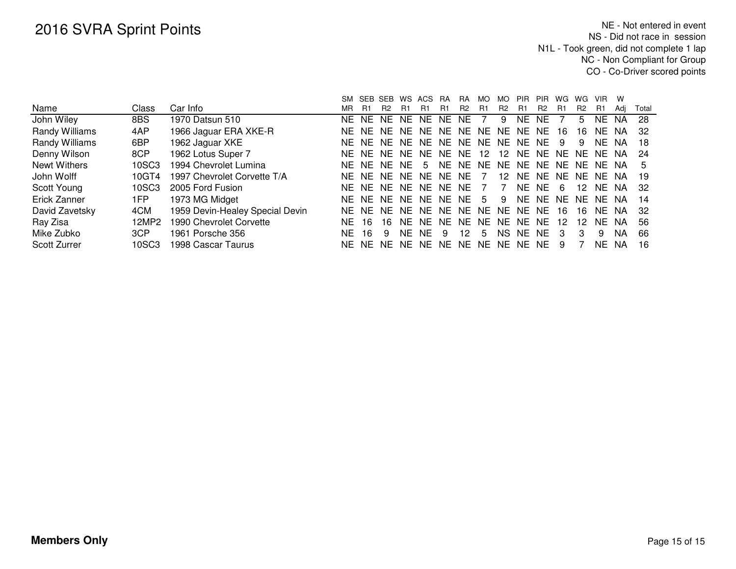# 2016 SVRA Sprint Points

NE - Not entered in event
NS - Did not race in session
N1L - Took green, did not complete 1 lap
NC - Non Compliant for Group
CO - Co-Driver scored points

| Name | Class | Car Info | SM MR | SEB R1 | SEB R2 | WS R1 | ACS R1 | RA R1 | RA R2 | MO R1 | MO R2 | PIR R1 | PIR R2 | WG R1 | WG R2 | VIR R1 | W Adj | Total |
|---|---|---|---|---|---|---|---|---|---|---|---|---|---|---|---|---|---|---|
| John Wiley | 8BS | 1970 Datsun 510 | NE | NE | NE | NE | NE | NE | NE | 7 | 9 | NE | NE | 7 | 5 | NE | NA | 28 |
| Randy Williams | 4AP | 1966 Jaguar ERA XKE-R | NE | NE | NE | NE | NE | NE | NE | NE | NE | NE | NE | 16 | 16 | NE | NA | 32 |
| Randy Williams | 6BP | 1962 Jaguar XKE | NE | NE | NE | NE | NE | NE | NE | NE | NE | NE | NE | 9 | 9 | NE | NA | 18 |
| Denny Wilson | 8CP | 1962 Lotus Super 7 | NE | NE | NE | NE | NE | NE | NE | 12 | 12 | NE | NE | NE | NE | NE | NA | 24 |
| Newt Withers | 10SC3 | 1994 Chevrolet Lumina | NE | NE | NE | NE | 5 | NE | NE | NE | NE | NE | NE | NE | NE | NE | NA | 5 |
| John Wolff | 10GT4 | 1997 Chevrolet Corvette T/A | NE | NE | NE | NE | NE | NE | NE | 7 | 12 | NE | NE | NE | NE | NE | NA | 19 |
| Scott Young | 10SC3 | 2005 Ford Fusion | NE | NE | NE | NE | NE | NE | NE | 7 | 7 | NE | NE | 6 | 12 | NE | NA | 32 |
| Erick Zanner | 1FP | 1973 MG Midget | NE | NE | NE | NE | NE | NE | NE | 5 | 9 | NE | NE | NE | NE | NE | NA | 14 |
| David Zavetsky | 4CM | 1959 Devin-Healey Special Devin | NE | NE | NE | NE | NE | NE | NE | NE | NE | NE | NE | 16 | 16 | NE | NA | 32 |
| Ray Zisa | 12MP2 | 1990 Chevrolet Corvette | NE | 16 | 16 | NE | NE | NE | NE | NE | NE | NE | NE | 12 | 12 | NE | NA | 56 |
| Mike Zubko | 3CP | 1961 Porsche 356 | NE | 16 | 9 | NE | NE | 9 | 12 | 5 | NS | NE | NE | 3 | 3 | 9 | NA | 66 |
| Scott Zurrer | 10SC3 | 1998 Cascar Taurus | NE | NE | NE | NE | NE | NE | NE | NE | NE | NE | NE | 9 | 7 | NE | NA | 16 |

**Members Only**